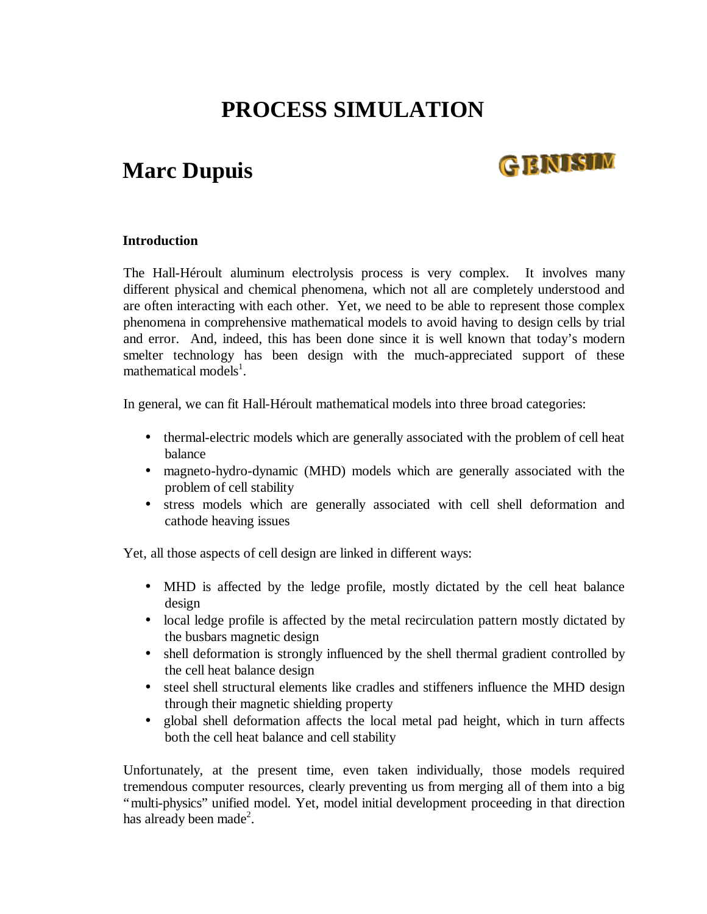# PROCESS SIMULATION

## Marc Dupuis

GENISIM

### Introduction

The Hall-Héroult aluminum electrolysis process is very complex. It involves many different physical and chemical phenomena, which not all are completely understood and are often interacting with each other. Yet, we need to be able to represent those complex phenomena in comprehensive mathematical models to avoid having to design cells by trial and error. And, indeed, this has been done since it is well known that today's modern smelter technology has been design with the much-appreciated support of these mathematical models[1].

In general, we can fit Hall-Héroult mathematical models into three broad categories:

- thermal-electric models which are generally associated with the problem of cell heat balance
- magneto-hydro-dynamic (MHD) models which are generally associated with the problem of cell stability
- stress models which are generally associated with cell shell deformation and cathode heaving issues

Yet, all those aspects of cell design are linked in different ways:

- MHD is affected by the ledge profile, mostly dictated by the cell heat balance design
- local ledge profile is affected by the metal recirculation pattern mostly dictated by the busbars magnetic design
- shell deformation is strongly influenced by the shell thermal gradient controlled by the cell heat balance design
- steel shell structural elements like cradles and stiffeners influence the MHD design through their magnetic shielding property
- global shell deformation affects the local metal pad height, which in turn affects both the cell heat balance and cell stability

Unfortunately, at the present time, even taken individually, those models required tremendous computer resources, clearly preventing us from merging all of them into a big "multi-physics" unified model. Yet, model initial development proceeding in that direction has already been made[2].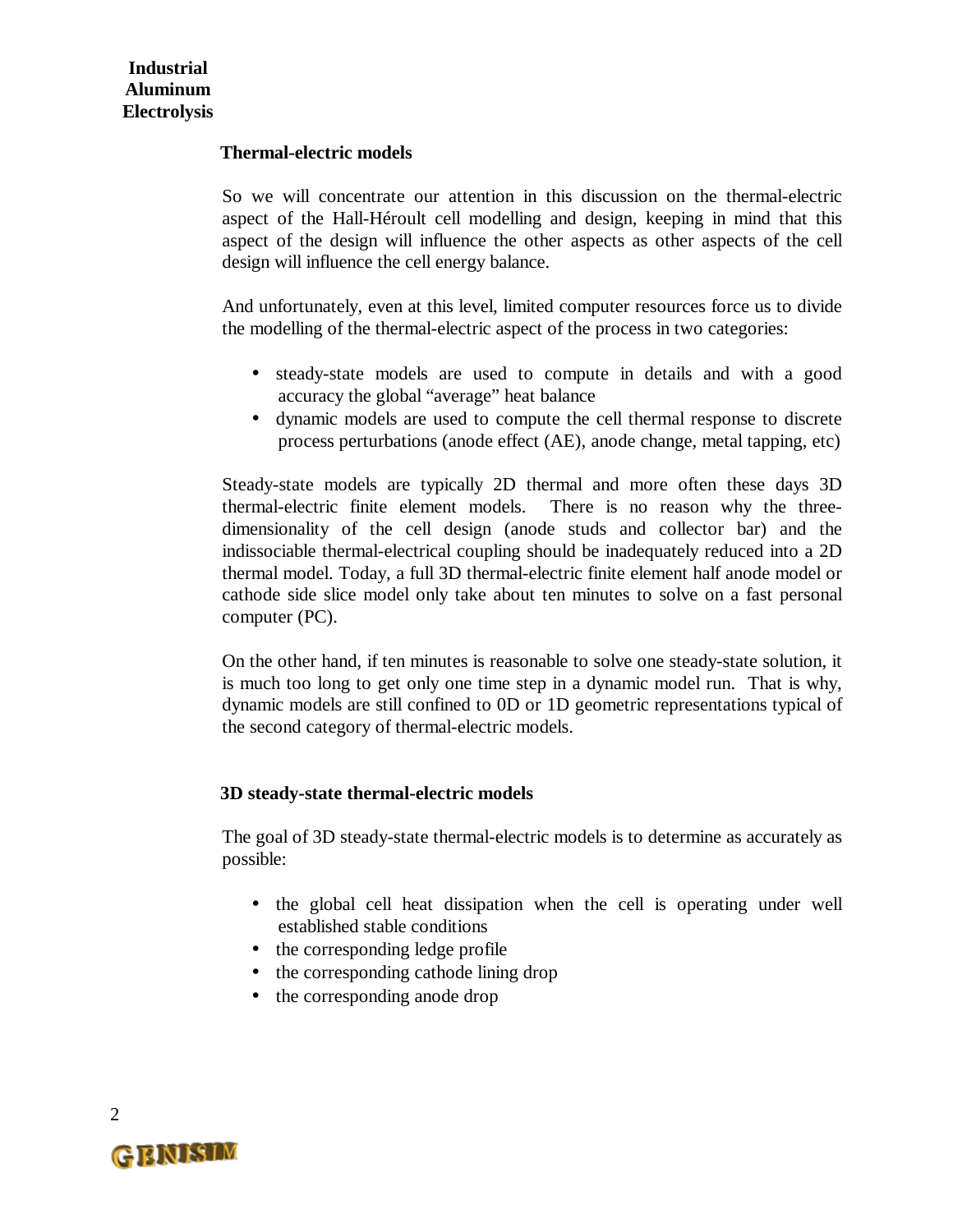### Thermal-electric models

So we will concentrate our attention in this discussion on the thermal-electric aspect of the Hall-Héroult cell modelling and design, keeping in mind that this aspect of the design will influence the other aspects as other aspects of the cell design will influence the cell energy balance.

And unfortunately, even at this level, limited computer resources force us to divide the modelling of the thermal-electric aspect of the process in two categories:

- steady-state models are used to compute in details and with a good accuracy the global "average" heat balance
- dynamic models are used to compute the cell thermal response to discrete process perturbations (anode effect (AE), anode change, metal tapping, etc)

Steady-state models are typically 2D thermal and more often these days 3D thermal-electric finite element models. There is no reason why the three-dimensionality of the cell design (anode studs and collector bar) and the indissociable thermal-electrical coupling should be inadequately reduced into a 2D thermal model. Today, a full 3D thermal-electric finite element half anode model or cathode side slice model only take about ten minutes to solve on a fast personal computer (PC).

On the other hand, if ten minutes is reasonable to solve one steady-state solution, it is much too long to get only one time step in a dynamic model run. That is why, dynamic models are still confined to 0D or 1D geometric representations typical of the second category of thermal-electric models.

### 3D steady-state thermal-electric models

The goal of 3D steady-state thermal-electric models is to determine as accurately as possible:

- the global cell heat dissipation when the cell is operating under well established stable conditions
- the corresponding ledge profile
- the corresponding cathode lining drop
- the corresponding anode drop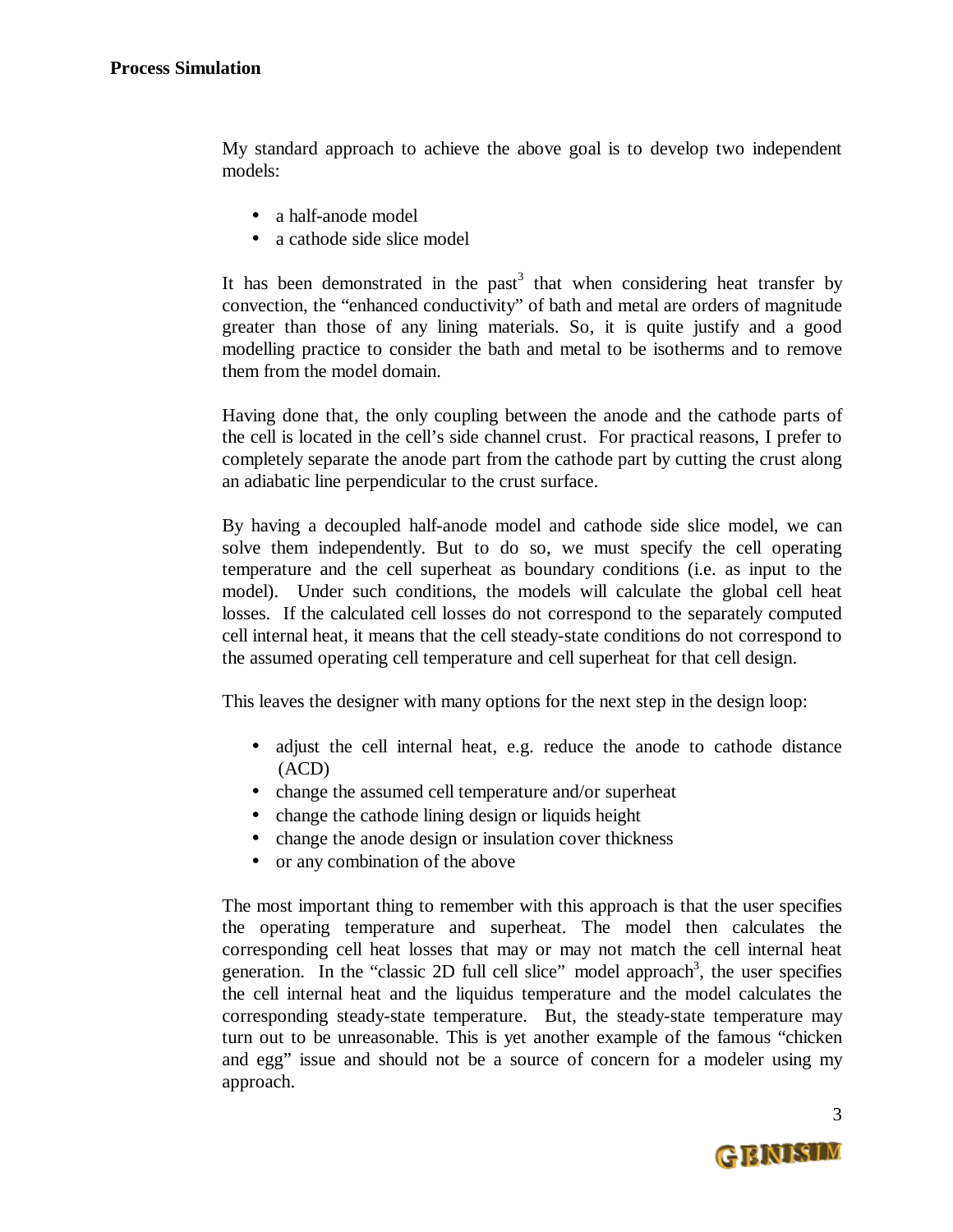My standard approach to achieve the above goal is to develop two independent models:

- a half-anode model
- a cathode side slice model

It has been demonstrated in the past[3] that when considering heat transfer by convection, the "enhanced conductivity" of bath and metal are orders of magnitude greater than those of any lining materials. So, it is quite justify and a good modelling practice to consider the bath and metal to be isotherms and to remove them from the model domain.

Having done that, the only coupling between the anode and the cathode parts of the cell is located in the cell's side channel crust. For practical reasons, I prefer to completely separate the anode part from the cathode part by cutting the crust along an adiabatic line perpendicular to the crust surface.

By having a decoupled half-anode model and cathode side slice model, we can solve them independently. But to do so, we must specify the cell operating temperature and the cell superheat as boundary conditions (i.e. as input to the model). Under such conditions, the models will calculate the global cell heat losses. If the calculated cell losses do not correspond to the separately computed cell internal heat, it means that the cell steady-state conditions do not correspond to the assumed operating cell temperature and cell superheat for that cell design.

This leaves the designer with many options for the next step in the design loop:

- adjust the cell internal heat, e.g. reduce the anode to cathode distance (ACD)
- change the assumed cell temperature and/or superheat
- change the cathode lining design or liquids height
- change the anode design or insulation cover thickness
- or any combination of the above

The most important thing to remember with this approach is that the user specifies the operating temperature and superheat. The model then calculates the corresponding cell heat losses that may or may not match the cell internal heat generation. In the "classic 2D full cell slice" model approach[3], the user specifies the cell internal heat and the liquidus temperature and the model calculates the corresponding steady-state temperature. But, the steady-state temperature may turn out to be unreasonable. This is yet another example of the famous "chicken and egg" issue and should not be a source of concern for a modeler using my approach.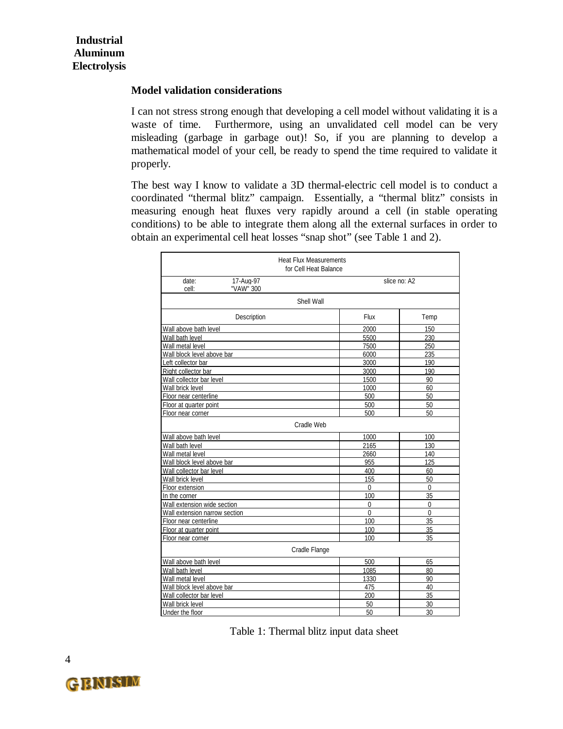## Model validation considerations

I can not stress strong enough that developing a cell model without validating it is a waste of time. Furthermore, using an unvalidated cell model can be very misleading (garbage in garbage out)! So, if you are planning to develop a mathematical model of your cell, be ready to spend the time required to validate it properly.

The best way I know to validate a 3D thermal-electric cell model is to conduct a coordinated "thermal blitz" campaign. Essentially, a "thermal blitz" consists in measuring enough heat fluxes very rapidly around a cell (in stable operating conditions) to be able to integrate them along all the external surfaces in order to obtain an experimental cell heat losses "snap shot" (see Table 1 and 2).

| Heat Flux Measurements for Cell Heat Balance | | |
|---|---|---|
| date: 17-Aug-97 cell: "VAW" 300 | slice no: A2 | |
| **Shell Wall** | | |
| Description | Flux | Temp |
| Wall above bath level | 2000 | 150 |
| Wall bath level | 5500 | 230 |
| Wall metal level | 7500 | 250 |
| Wall block level above bar | 6000 | 235 |
| Left collector bar | 3000 | 190 |
| Right collector bar | 3000 | 190 |
| Wall collector bar level | 1500 | 90 |
| Wall brick level | 1000 | 60 |
| Floor near centerline | 500 | 50 |
| Floor at quarter point | 500 | 50 |
| Floor near corner | 500 | 50 |
| **Cradle Web** | | |
| Wall above bath level | 1000 | 100 |
| Wall bath level | 2165 | 130 |
| Wall metal level | 2660 | 140 |
| Wall block level above bar | 955 | 125 |
| Wall collector bar level | 400 | 60 |
| Wall brick level | 155 | 50 |
| Floor extension | 0 | 0 |
| In the corner | 100 | 35 |
| Wall extension wide section | 0 | 0 |
| Wall extension narrow section | 0 | 0 |
| Floor near centerline | 100 | 35 |
| Floor at quarter point | 100 | 35 |
| Floor near corner | 100 | 35 |
| **Cradle Flange** | | |
| Wall above bath level | 500 | 65 |
| Wall bath level | 1085 | 80 |
| Wall metal level | 1330 | 90 |
| Wall block level above bar | 475 | 40 |
| Wall collector bar level | 200 | 35 |
| Wall brick level | 50 | 30 |
| Under the floor | 50 | 30 |

Table 1: Thermal blitz input data sheet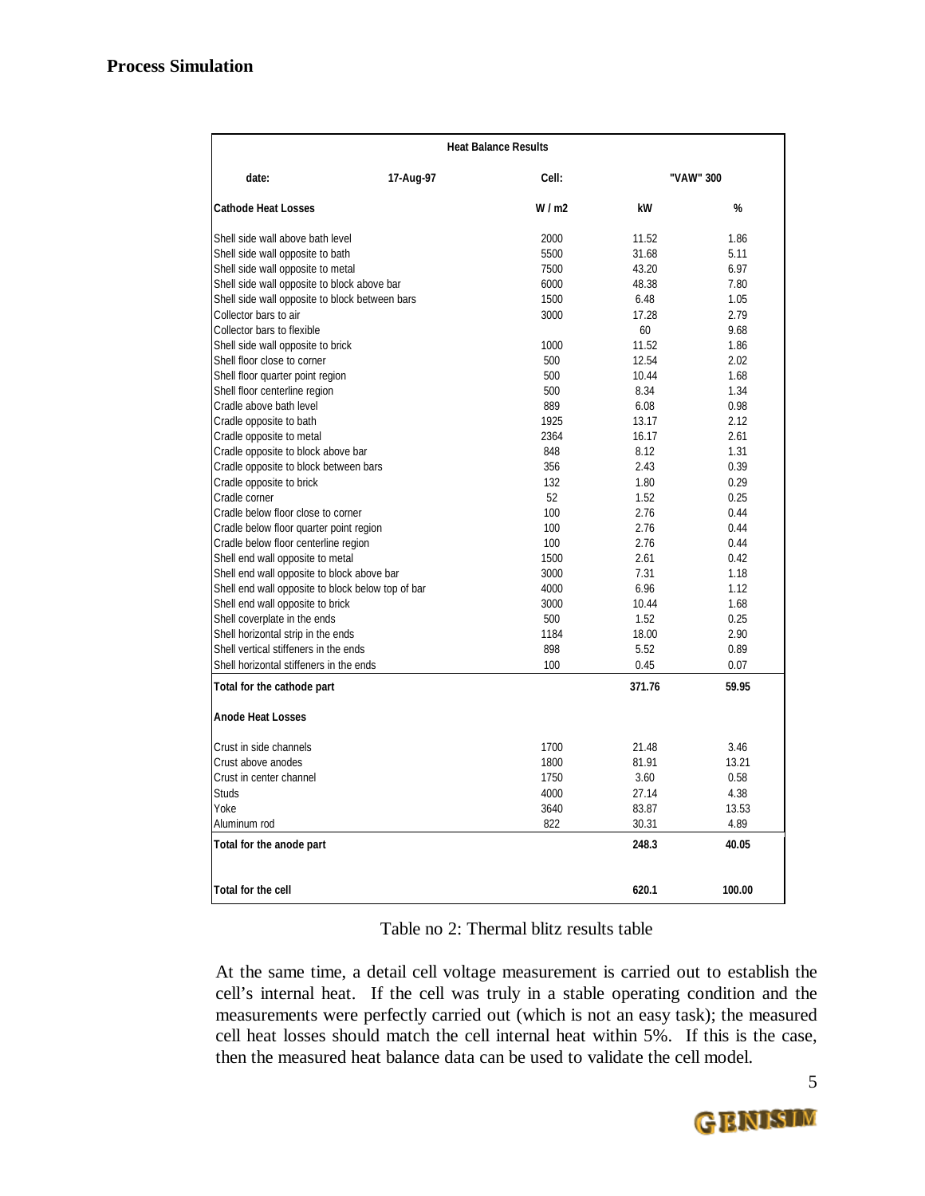## Process Simulation

| Heat Balance Results | | | | |
|---|---|---|---|---|
| date: | 17-Aug-97 | Cell: | "VAW" 300 | |
| **Cathode Heat Losses** | | W / m2 | kW | % |
| Shell side wall above bath level | | 2000 | 11.52 | 1.86 |
| Shell side wall opposite to bath | | 5500 | 31.68 | 5.11 |
| Shell side wall opposite to metal | | 7500 | 43.20 | 6.97 |
| Shell side wall opposite to block above bar | | 6000 | 48.38 | 7.80 |
| Shell side wall opposite to block between bars | | 1500 | 6.48 | 1.05 |
| Collector bars to air | | 3000 | 17.28 | 2.79 |
| Collector bars to flexible | | | 60 | 9.68 |
| Shell side wall opposite to brick | | 1000 | 11.52 | 1.86 |
| Shell floor close to corner | | 500 | 12.54 | 2.02 |
| Shell floor quarter point region | | 500 | 10.44 | 1.68 |
| Shell floor centerline region | | 500 | 8.34 | 1.34 |
| Cradle above bath level | | 889 | 6.08 | 0.98 |
| Cradle opposite to bath | | 1925 | 13.17 | 2.12 |
| Cradle opposite to metal | | 2364 | 16.17 | 2.61 |
| Cradle opposite to block above bar | | 848 | 8.12 | 1.31 |
| Cradle opposite to block between bars | | 356 | 2.43 | 0.39 |
| Cradle opposite to brick | | 132 | 1.80 | 0.29 |
| Cradle corner | | 52 | 1.52 | 0.25 |
| Cradle below floor close to corner | | 100 | 2.76 | 0.44 |
| Cradle below floor quarter point region | | 100 | 2.76 | 0.44 |
| Cradle below floor centerline region | | 100 | 2.76 | 0.44 |
| Shell end wall opposite to metal | | 1500 | 2.61 | 0.42 |
| Shell end wall opposite to block above bar | | 3000 | 7.31 | 1.18 |
| Shell end wall opposite to block below top of bar | | 4000 | 6.96 | 1.12 |
| Shell end wall opposite to brick | | 3000 | 10.44 | 1.68 |
| Shell coverplate in the ends | | 500 | 1.52 | 0.25 |
| Shell horizontal strip in the ends | | 1184 | 18.00 | 2.90 |
| Shell vertical stiffeners in the ends | | 898 | 5.52 | 0.89 |
| Shell horizontal stiffeners in the ends | | 100 | 0.45 | 0.07 |
| **Total for the cathode part** | | | **371.76** | **59.95** |
| **Anode Heat Losses** | | | | |
| Crust in side channels | | 1700 | 21.48 | 3.46 |
| Crust above anodes | | 1800 | 81.91 | 13.21 |
| Crust in center channel | | 1750 | 3.60 | 0.58 |
| Studs | | 4000 | 27.14 | 4.38 |
| Yoke | | 3640 | 83.87 | 13.53 |
| Aluminum rod | | 822 | 30.31 | 4.89 |
| **Total for the anode part** | | | **248.3** | **40.05** |
| **Total for the cell** | | | **620.1** | **100.00** |

Table no 2: Thermal blitz results table

At the same time, a detail cell voltage measurement is carried out to establish the cell's internal heat. If the cell was truly in a stable operating condition and the measurements were perfectly carried out (which is not an easy task); the measured cell heat losses should match the cell internal heat within 5%. If this is the case, then the measured heat balance data can be used to validate the cell model.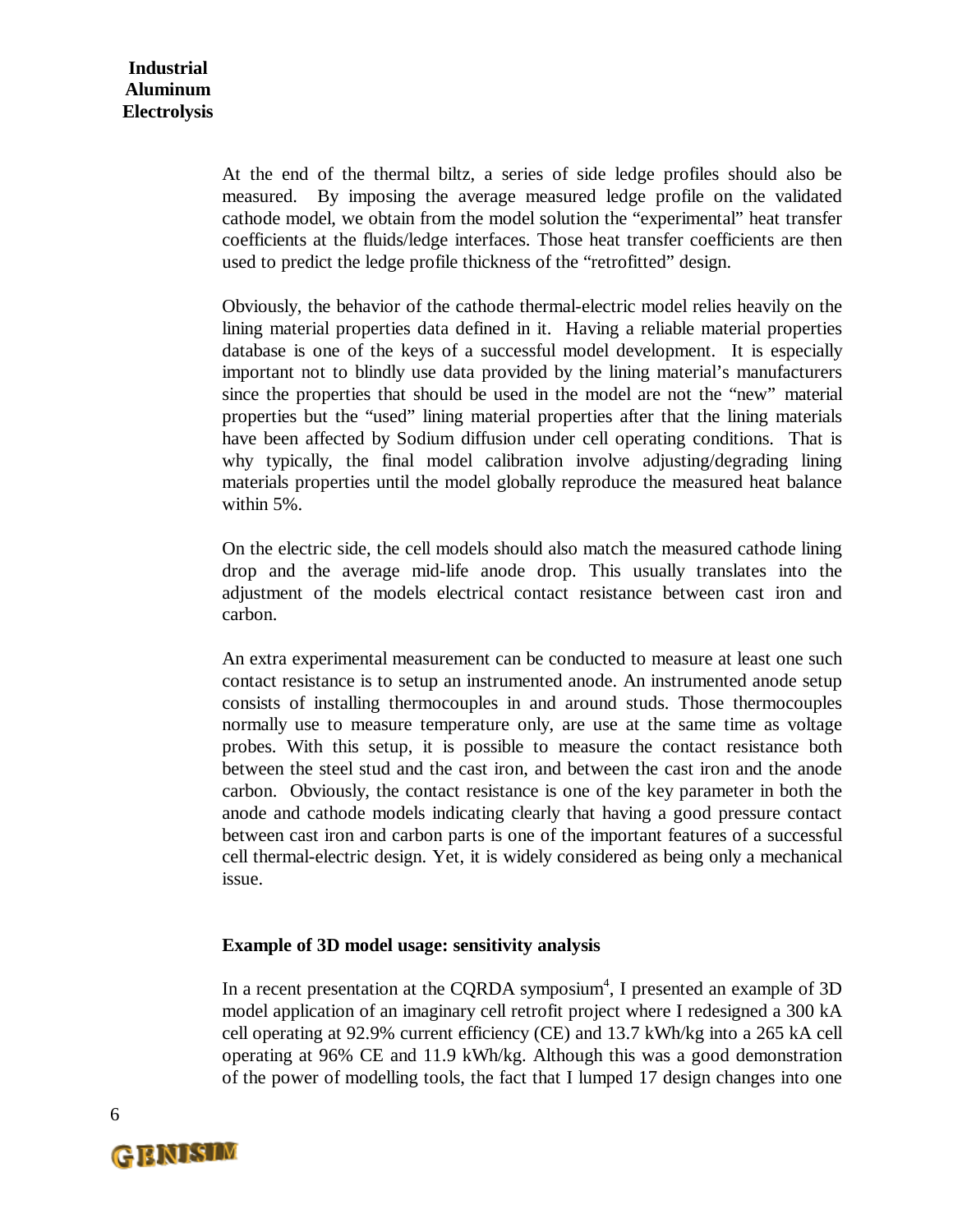At the end of the thermal biltz, a series of side ledge profiles should also be measured. By imposing the average measured ledge profile on the validated cathode model, we obtain from the model solution the "experimental" heat transfer coefficients at the fluids/ledge interfaces. Those heat transfer coefficients are then used to predict the ledge profile thickness of the "retrofitted" design.

Obviously, the behavior of the cathode thermal-electric model relies heavily on the lining material properties data defined in it. Having a reliable material properties database is one of the keys of a successful model development. It is especially important not to blindly use data provided by the lining material's manufacturers since the properties that should be used in the model are not the "new" material properties but the "used" lining material properties after that the lining materials have been affected by Sodium diffusion under cell operating conditions. That is why typically, the final model calibration involve adjusting/degrading lining materials properties until the model globally reproduce the measured heat balance within 5%.

On the electric side, the cell models should also match the measured cathode lining drop and the average mid-life anode drop. This usually translates into the adjustment of the models electrical contact resistance between cast iron and carbon.

An extra experimental measurement can be conducted to measure at least one such contact resistance is to setup an instrumented anode. An instrumented anode setup consists of installing thermocouples in and around studs. Those thermocouples normally use to measure temperature only, are use at the same time as voltage probes. With this setup, it is possible to measure the contact resistance both between the steel stud and the cast iron, and between the cast iron and the anode carbon. Obviously, the contact resistance is one of the key parameter in both the anode and cathode models indicating clearly that having a good pressure contact between cast iron and carbon parts is one of the important features of a successful cell thermal-electric design. Yet, it is widely considered as being only a mechanical issue.

### Example of 3D model usage: sensitivity analysis

In a recent presentation at the CQRDA symposium[4], I presented an example of 3D model application of an imaginary cell retrofit project where I redesigned a 300 kA cell operating at 92.9% current efficiency (CE) and 13.7 kWh/kg into a 265 kA cell operating at 96% CE and 11.9 kWh/kg. Although this was a good demonstration of the power of modelling tools, the fact that I lumped 17 design changes into one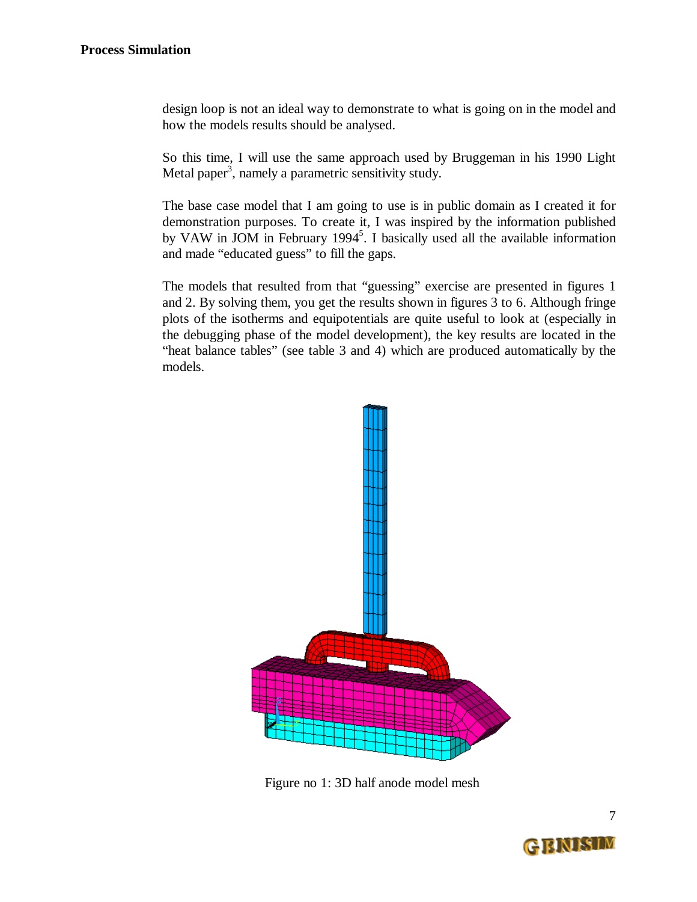design loop is not an ideal way to demonstrate to what is going on in the model and how the models results should be analysed.

So this time, I will use the same approach used by Bruggeman in his 1990 Light Metal paper[3], namely a parametric sensitivity study.

The base case model that I am going to use is in public domain as I created it for demonstration purposes. To create it, I was inspired by the information published by VAW in JOM in February 1994[5]. I basically used all the available information and made "educated guess" to fill the gaps.

The models that resulted from that "guessing" exercise are presented in figures 1 and 2. By solving them, you get the results shown in figures 3 to 6. Although fringe plots of the isotherms and equipotentials are quite useful to look at (especially in the debugging phase of the model development), the key results are located in the "heat balance tables" (see table 3 and 4) which are produced automatically by the models.

Figure no 1: 3D half anode model mesh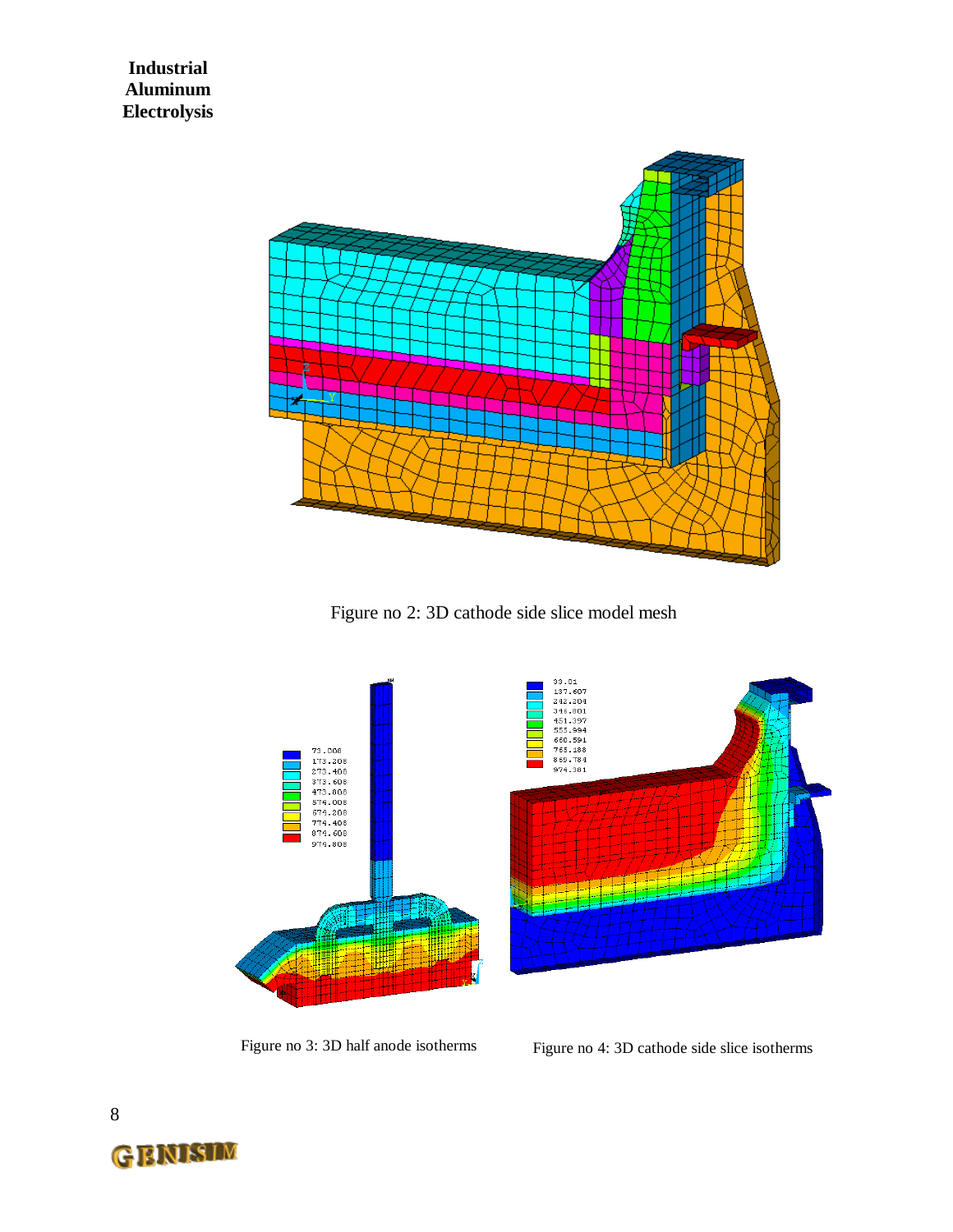Figure no 2: 3D cathode side slice model mesh

Figure no 3: 3D half anode isotherms

Figure no 4: 3D cathode side slice isotherms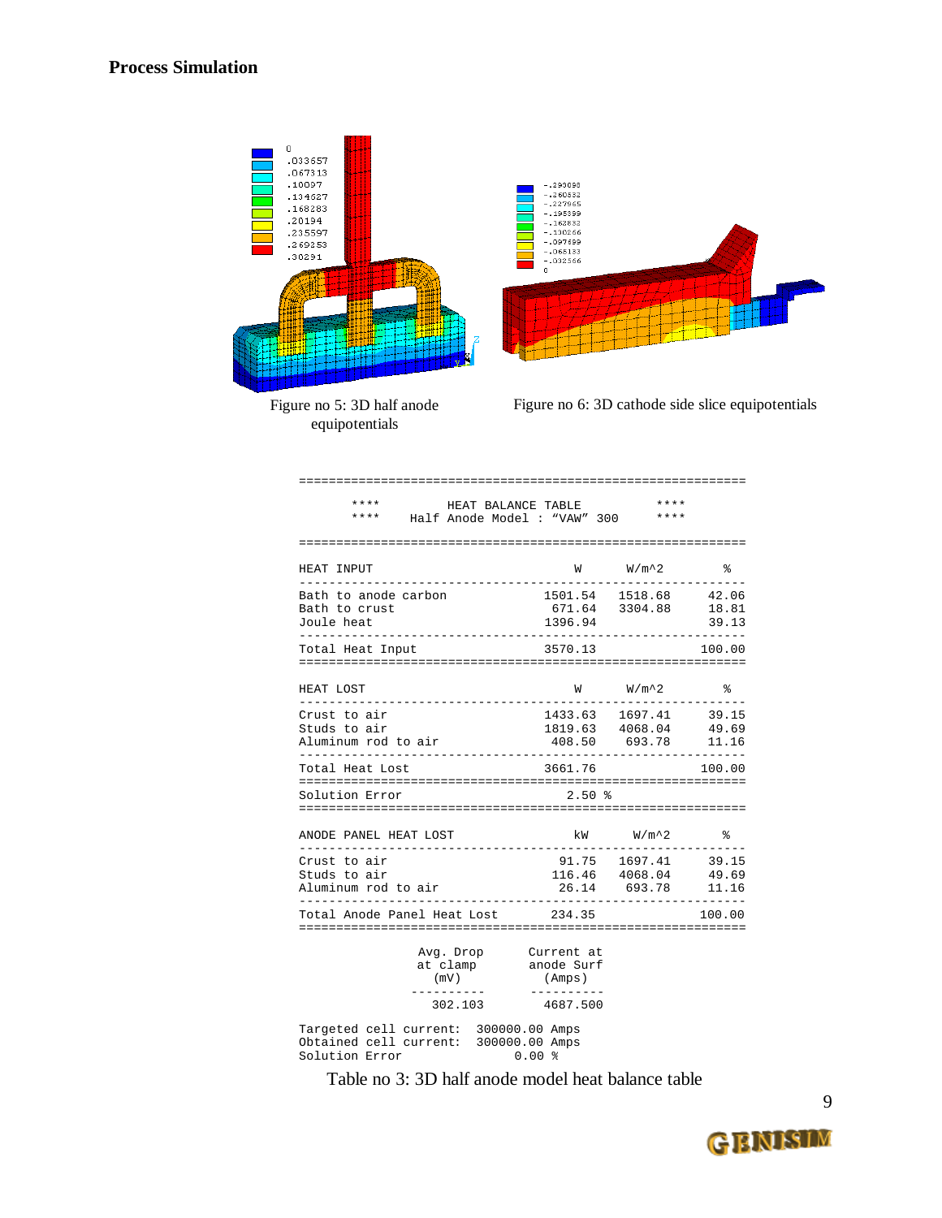## Process Simulation

Figure no 5: 3D half anode equipotentials

Figure no 6: 3D cathode side slice equipotentials

**HEAT BALANCE TABLE**

**Half Anode Model : "VAW" 300**

| HEAT INPUT | W | W/m^2 | % |
|---|---|---|---|
| Bath to anode carbon | 1501.54 | 1518.68 | 42.06 |
| Bath to crust | 671.64 | 3304.88 | 18.81 |
| Joule heat | 1396.94 | | 39.13 |
| Total Heat Input | 3570.13 | | 100.00 |

| HEAT LOST | W | W/m^2 | % |
|---|---|---|---|
| Crust to air | 1433.63 | 1697.41 | 39.15 |
| Studs to air | 1819.63 | 4068.04 | 49.69 |
| Aluminum rod to air | 408.50 | 693.78 | 11.16 |
| Total Heat Lost | 3661.76 | | 100.00 |

Solution Error 2.50 %

| ANODE PANEL HEAT LOST | kW | W/m^2 | % |
|---|---|---|---|
| Crust to air | 91.75 | 1697.41 | 39.15 |
| Studs to air | 116.46 | 4068.04 | 49.69 |
| Aluminum rod to air | 26.14 | 693.78 | 11.16 |
| Total Anode Panel Heat Lost | 234.35 | | 100.00 |

| Avg. Drop at clamp (mV) | Current at anode Surf (Amps) |
|---|---|
| 302.103 | 4687.500 |

Targeted cell current: 300000.00 Amps
Obtained cell current: 300000.00 Amps
Solution Error 0.00 %

Table no 3: 3D half anode model heat balance table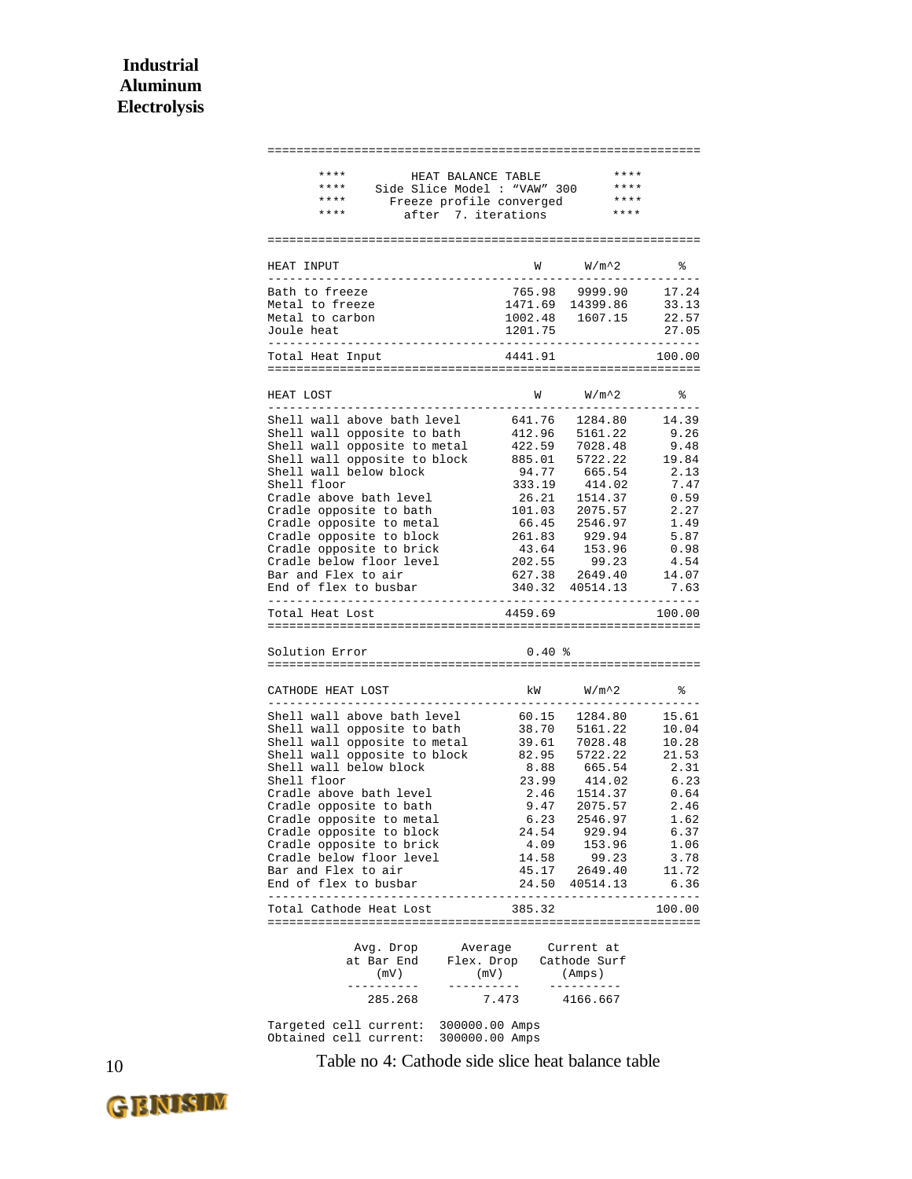```
============================================================
     ****        HEAT BALANCE TABLE          ****
     ****    Side Slice Model : "VAW" 300    ****
     ****      Freeze profile converged      ****
     ****        after  7. iterations        ****
============================================================

HEAT INPUT                             W       W/m^2       %
------------------------------------------------------------
Bath to freeze                     765.98    9999.90    17.24
Metal to freeze                   1471.69   14399.86    33.13
Metal to carbon                   1002.48    1607.15    22.57
Joule heat                        1201.75               27.05
------------------------------------------------------------
Total Heat Input                  4441.91              100.00
============================================================

HEAT LOST                              W       W/m^2       %
------------------------------------------------------------
Shell wall above bath level        641.76    1284.80    14.39
Shell wall opposite to bath        412.96    5161.22     9.26
Shell wall opposite to metal       422.59    7028.48     9.48
Shell wall opposite to block       885.01    5722.22    19.84
Shell wall below block              94.77     665.54     2.13
Shell floor                        333.19     414.02     7.47
Cradle above bath level             26.21    1514.37     0.59
Cradle opposite to bath            101.03    2075.57     2.27
Cradle opposite to metal            66.45    2546.97     1.49
Cradle opposite to block           261.83     929.94     5.87
Cradle opposite to brick            43.64     153.96     0.98
Cradle below floor level           202.55      99.23     4.54
Bar and Flex to air                627.38    2649.40    14.07
End of flex to busbar              340.32   40514.13     7.63
------------------------------------------------------------
Total Heat Lost                   4459.69              100.00
============================================================

Solution Error                        0.40 %
============================================================

CATHODE HEAT LOST                     kW       W/m^2       %
------------------------------------------------------------
Shell wall above bath level         60.15    1284.80    15.61
Shell wall opposite to bath         38.70    5161.22    10.04
Shell wall opposite to metal        39.61    7028.48    10.28
Shell wall opposite to block        82.95    5722.22    21.53
Shell wall below block               8.88     665.54     2.31
Shell floor                         23.99     414.02     6.23
Cradle above bath level              2.46    1514.37     0.64
Cradle opposite to bath              9.47    2075.57     2.46
Cradle opposite to metal             6.23    2546.97     1.62
Cradle opposite to block            24.54     929.94     6.37
Cradle opposite to brick             4.09     153.96     1.06
Cradle below floor level            14.58      99.23     3.78
Bar and Flex to air                 45.17    2649.40    11.72
End of flex to busbar               24.50   40514.13     6.36
------------------------------------------------------------
Total Cathode Heat Lost            385.32              100.00
============================================================

           Avg. Drop     Average     Current at
           at Bar End   Flex. Drop   Cathode Surf
              (mV)         (mV)        (Amps)
           ----------   ----------   ----------
             285.268        7.473      4166.667

Targeted cell current:  300000.00 Amps
Obtained cell current:  300000.00 Amps
```

Table no 4: Cathode side slice heat balance table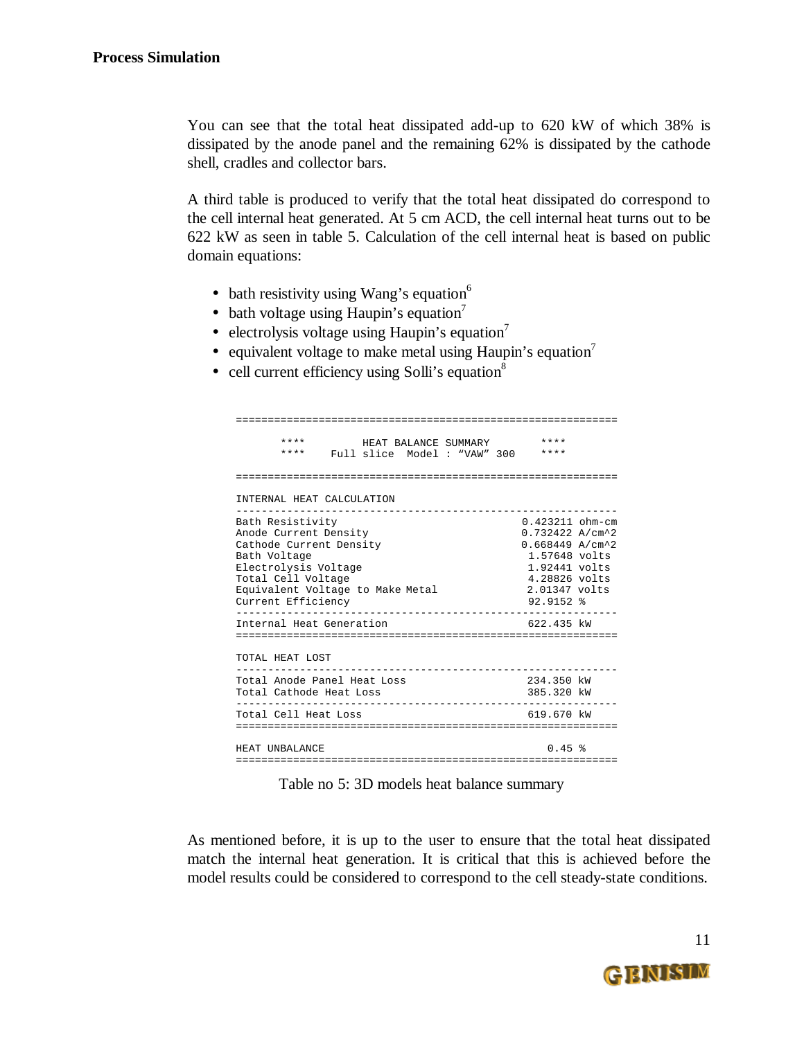You can see that the total heat dissipated add-up to 620 kW of which 38% is dissipated by the anode panel and the remaining 62% is dissipated by the cathode shell, cradles and collector bars.

A third table is produced to verify that the total heat dissipated do correspond to the cell internal heat generated. At 5 cm ACD, the cell internal heat turns out to be 622 kW as seen in table 5. Calculation of the cell internal heat is based on public domain equations:

- bath resistivity using Wang's equation[6]
- bath voltage using Haupin's equation[7]
- electrolysis voltage using Haupin's equation[7]
- equivalent voltage to make metal using Haupin's equation[7]
- cell current efficiency using Solli's equation[8]

```
============================================================

       ****         HEAT BALANCE SUMMARY        ****
       ****     Full slice  Model : "VAW" 300   ****

============================================================

INTERNAL HEAT CALCULATION
------------------------------------------------------------
Bath Resistivity                             0.423211 ohm-cm
Anode Current Density                        0.732422 A/cm^2
Cathode Current Density                      0.668449 A/cm^2
Bath Voltage                                  1.57648 volts
Electrolysis Voltage                          1.92441 volts
Total Cell Voltage                            4.28826 volts
Equivalent Voltage to Make Metal              2.01347 volts
Current Efficiency                            92.9152 %
------------------------------------------------------------
Internal Heat Generation                      622.435 kW
============================================================

TOTAL HEAT LOST
------------------------------------------------------------
Total Anode Panel Heat Loss                   234.350 kW
Total Cathode Heat Loss                       385.320 kW
------------------------------------------------------------
Total Cell Heat Loss                          619.670 kW
============================================================

HEAT UNBALANCE                                   0.45 %
============================================================
```

Table no 5: 3D models heat balance summary

As mentioned before, it is up to the user to ensure that the total heat dissipated match the internal heat generation. It is critical that this is achieved before the model results could be considered to correspond to the cell steady-state conditions.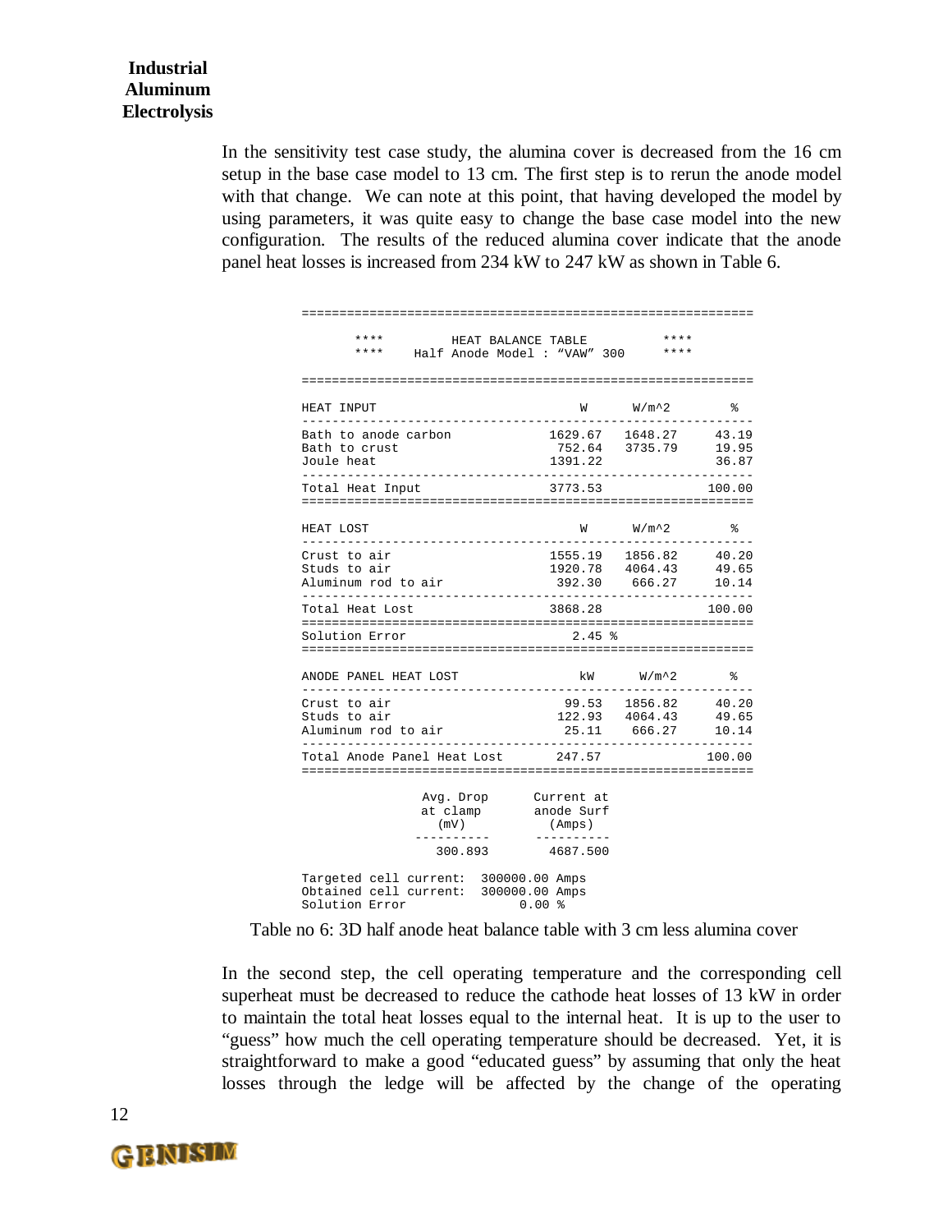In the sensitivity test case study, the alumina cover is decreased from the 16 cm setup in the base case model to 13 cm. The first step is to rerun the anode model with that change. We can note at this point, that having developed the model by using parameters, it was quite easy to change the base case model into the new configuration. The results of the reduced alumina cover indicate that the anode panel heat losses is increased from 234 kW to 247 kW as shown in Table 6.

```
==========================================================
      ****         HEAT BALANCE TABLE           ****
      ****    Half Anode Model : "VAW" 300      ****

==========================================================

HEAT INPUT                          W      W/m^2       %
----------------------------------------------------------
Bath to anode carbon          1629.67   1648.27    43.19
Bath to crust                  752.64   3735.79    19.95
Joule heat                    1391.22              36.87
----------------------------------------------------------
Total Heat Input              3773.53             100.00
==========================================================

HEAT LOST                           W      W/m^2       %
----------------------------------------------------------
Crust to air                  1555.19   1856.82    40.20
Studs to air                  1920.78   4064.43    49.65
Aluminum rod to air            392.30    666.27    10.14
----------------------------------------------------------
Total Heat Lost               3868.28             100.00
==========================================================
Solution Error                  2.45 %
==========================================================

ANODE PANEL HEAT LOST              kW      W/m^2       %
----------------------------------------------------------
Crust to air                    99.53   1856.82    40.20
Studs to air                   122.93   4064.43    49.65
Aluminum rod to air             25.11    666.27    10.14
----------------------------------------------------------
Total Anode Panel Heat Lost    247.57             100.00
==========================================================

                 Avg. Drop      Current at
                 at clamp       anode Surf
                   (mV)           (Amps)
                ----------     ----------
                  300.893       4687.500

Targeted cell current:  300000.00 Amps
Obtained cell current:  300000.00 Amps
Solution Error                0.00 %
```

Table no 6: 3D half anode heat balance table with 3 cm less alumina cover

In the second step, the cell operating temperature and the corresponding cell superheat must be decreased to reduce the cathode heat losses of 13 kW in order to maintain the total heat losses equal to the internal heat. It is up to the user to "guess" how much the cell operating temperature should be decreased. Yet, it is straightforward to make a good "educated guess" by assuming that only the heat losses through the ledge will be affected by the change of the operating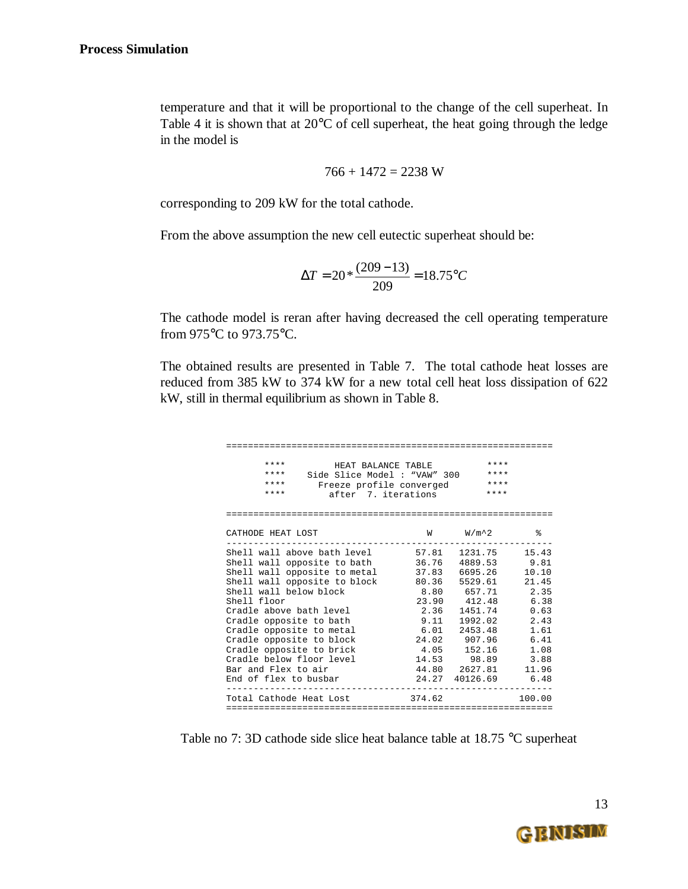temperature and that it will be proportional to the change of the cell superheat. In Table 4 it is shown that at 20°C of cell superheat, the heat going through the ledge in the model is

$$766 + 1472 = 2238 \text{ W}$$

corresponding to 209 kW for the total cathode.

From the above assumption the new cell eutectic superheat should be:

$$\Delta T = 20 * \frac{(209 - 13)}{209} = 18.75°C$$

The cathode model is reran after having decreased the cell operating temperature from 975°C to 973.75°C.

The obtained results are presented in Table 7. The total cathode heat losses are reduced from 385 kW to 374 kW for a new total cell heat loss dissipation of 622 kW, still in thermal equilibrium as shown in Table 8.

```
============================================================

      ****        HEAT BALANCE TABLE          ****
      ****    Side Slice Model : "VAW" 300    ****
      ****      Freeze profile converged      ****
      ****        after  7. iterations        ****

============================================================

CATHODE HEAT LOST                    W       W/m^2        %
------------------------------------------------------------
Shell wall above bath level       57.81    1231.75     15.43
Shell wall opposite to bath       36.76    4889.53      9.81
Shell wall opposite to metal      37.83    6695.26     10.10
Shell wall opposite to block      80.36    5529.61     21.45
Shell wall below block             8.80     657.71      2.35
Shell floor                       23.90     412.48      6.38
Cradle above bath level            2.36    1451.74      0.63
Cradle opposite to bath            9.11    1992.02      2.43
Cradle opposite to metal           6.01    2453.48      1.61
Cradle opposite to block          24.02     907.96      6.41
Cradle opposite to brick           4.05     152.16      1.08
Cradle below floor level          14.53      98.89      3.88
Bar and Flex to air               44.80    2627.81     11.96
End of flex to busbar             24.27   40126.69      6.48
------------------------------------------------------------
Total Cathode Heat Lost          374.62                100.00
============================================================
```

Table no 7: 3D cathode side slice heat balance table at 18.75 °C superheat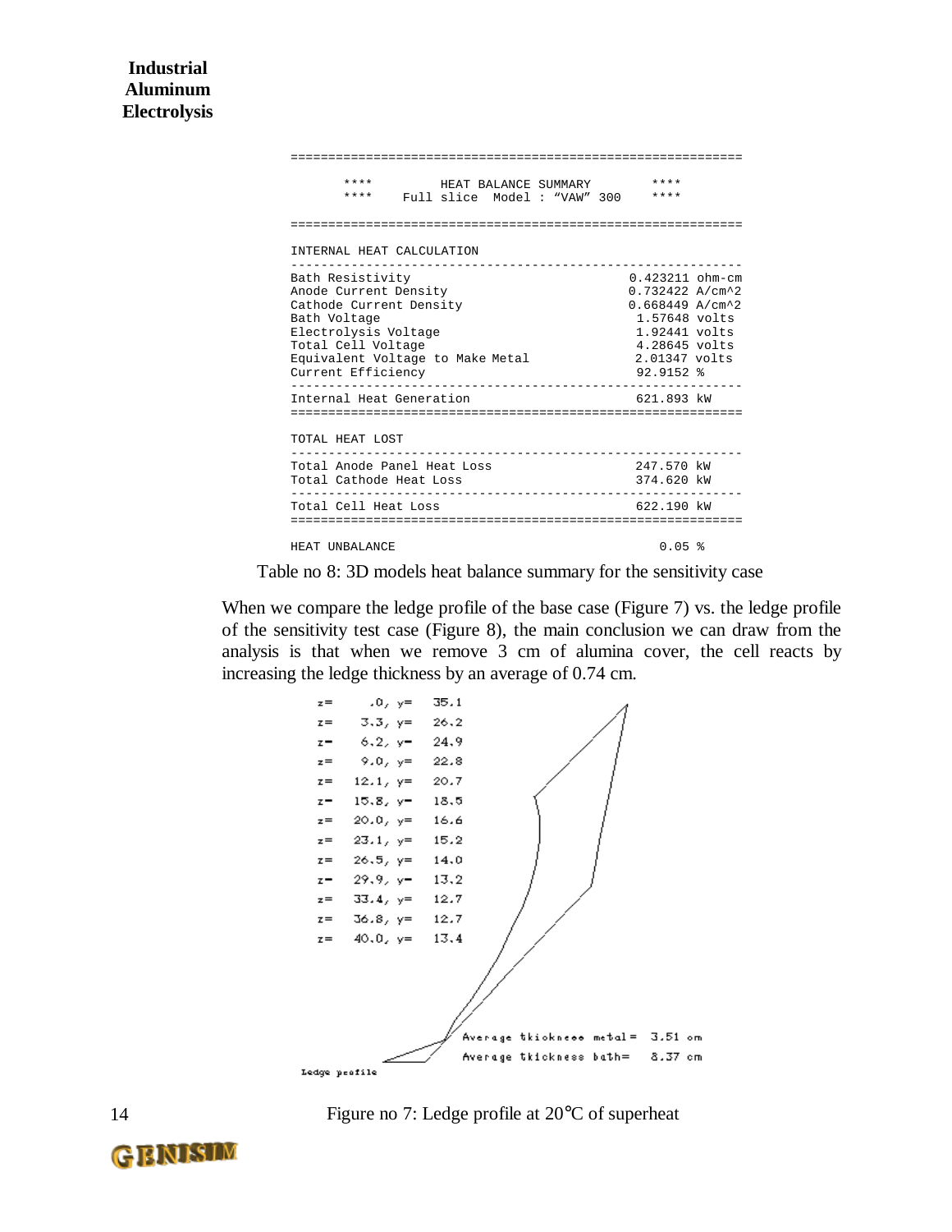```
==========================================================
     ****         HEAT BALANCE SUMMARY          ****
     ****    Full slice  Model : "VAW" 300      ****

==========================================================
INTERNAL HEAT CALCULATION
----------------------------------------------------------
Bath Resistivity                              0.423211 ohm-cm
Anode Current Density                         0.732422 A/cm^2
Cathode Current Density                       0.668449 A/cm^2
Bath Voltage                                   1.57648 volts
Electrolysis Voltage                           1.92441 volts
Total Cell Voltage                             4.28645 volts
Equivalent Voltage to Make Metal               2.01347 volts
Current Efficiency                             92.9152 %
----------------------------------------------------------
Internal Heat Generation                       621.893 kW
==========================================================
TOTAL HEAT LOST
----------------------------------------------------------
Total Anode Panel Heat Loss                    247.570 kW
Total Cathode Heat Loss                        374.620 kW
----------------------------------------------------------
Total Cell Heat Loss                           622.190 kW
==========================================================
HEAT UNBALANCE                                    0.05 %
```

Table no 8: 3D models heat balance summary for the sensitivity case

When we compare the ledge profile of the base case (Figure 7) vs. the ledge profile of the sensitivity test case (Figure 8), the main conclusion we can draw from the analysis is that when we remove 3 cm of alumina cover, the cell reacts by increasing the ledge thickness by an average of 0.74 cm.

```
z=    .0, y=   35.1
z=   3.3, y=   26.2
z=   6.2, y=   24.9
z=   9.0, y=   22.8
z=  12.1, y=   20.7
z=  15.8, y=   18.5
z=  20.0, y=   16.6
z=  23.1, y=   15.2
z=  26.5, y=   14.0
z=  29.9, y=   13.2
z=  33.4, y=   12.7
z=  36.8, y=   12.7
z=  40.0, y=   13.4

Average thickness metal =  3.51 cm
Average thickness bath=    8.37 cm

Ledge profile
```

Figure no 7: Ledge profile at 20°C of superheat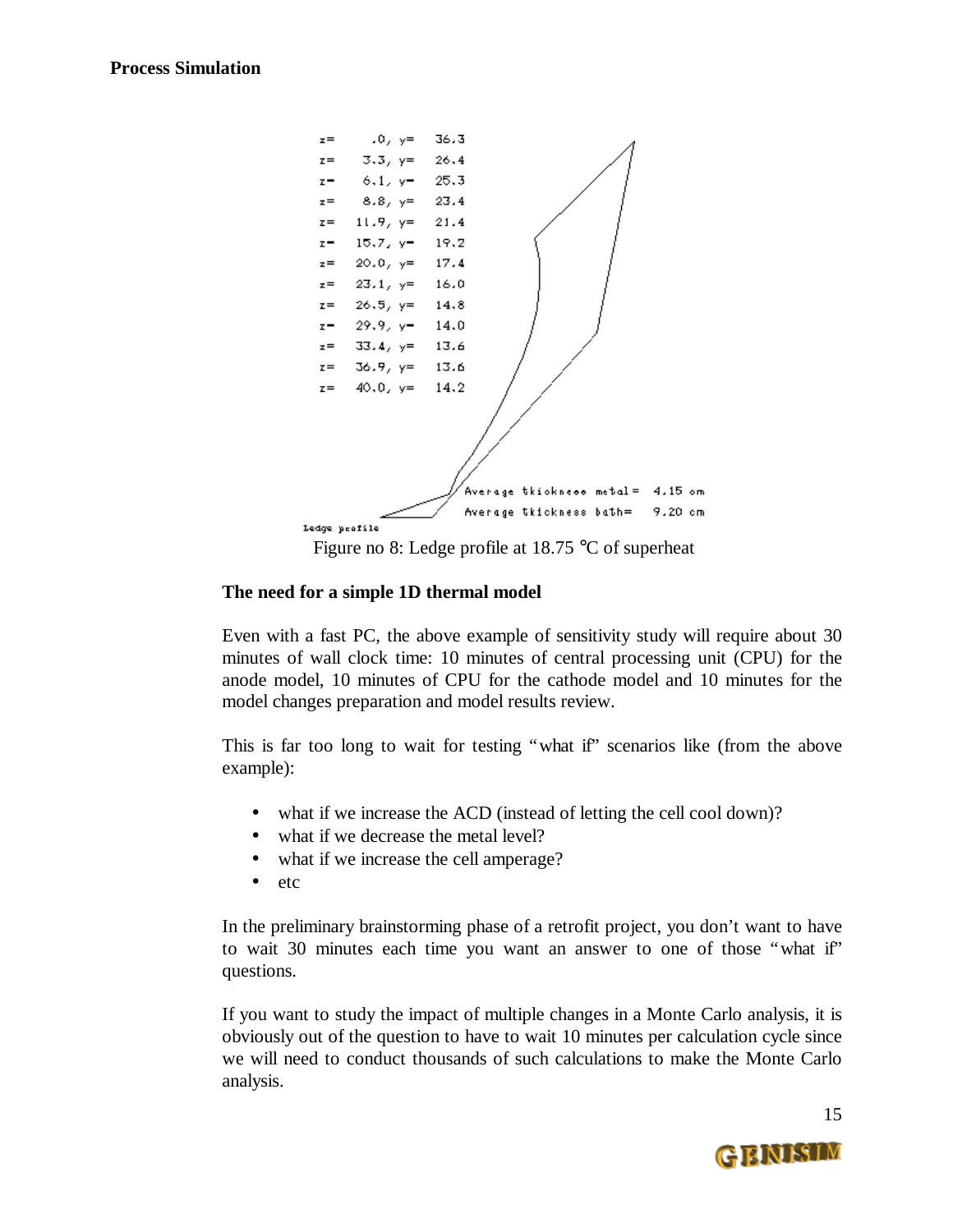| z | y |
|---|---|
| .0 | 36.3 |
| 3.3 | 26.4 |
| 6.1 | 25.3 |
| 8.8 | 23.4 |
| 11.9 | 21.4 |
| 15.7 | 19.2 |
| 20.0 | 17.4 |
| 23.1 | 16.0 |
| 26.5 | 14.8 |
| 29.9 | 14.0 |
| 33.4 | 13.6 |
| 36.9 | 13.6 |
| 40.0 | 14.2 |

Average tkickness metal = 4.15 cm

Average tkickness bath = 9.20 cm

Ledge profile

Figure no 8: Ledge profile at 18.75 °C of superheat

**The need for a simple 1D thermal model**

Even with a fast PC, the above example of sensitivity study will require about 30 minutes of wall clock time: 10 minutes of central processing unit (CPU) for the anode model, 10 minutes of CPU for the cathode model and 10 minutes for the model changes preparation and model results review.

This is far too long to wait for testing "what if" scenarios like (from the above example):

- what if we increase the ACD (instead of letting the cell cool down)?
- what if we decrease the metal level?
- what if we increase the cell amperage?
- etc

In the preliminary brainstorming phase of a retrofit project, you don't want to have to wait 30 minutes each time you want an answer to one of those "what if" questions.

If you want to study the impact of multiple changes in a Monte Carlo analysis, it is obviously out of the question to have to wait 10 minutes per calculation cycle since we will need to conduct thousands of such calculations to make the Monte Carlo analysis.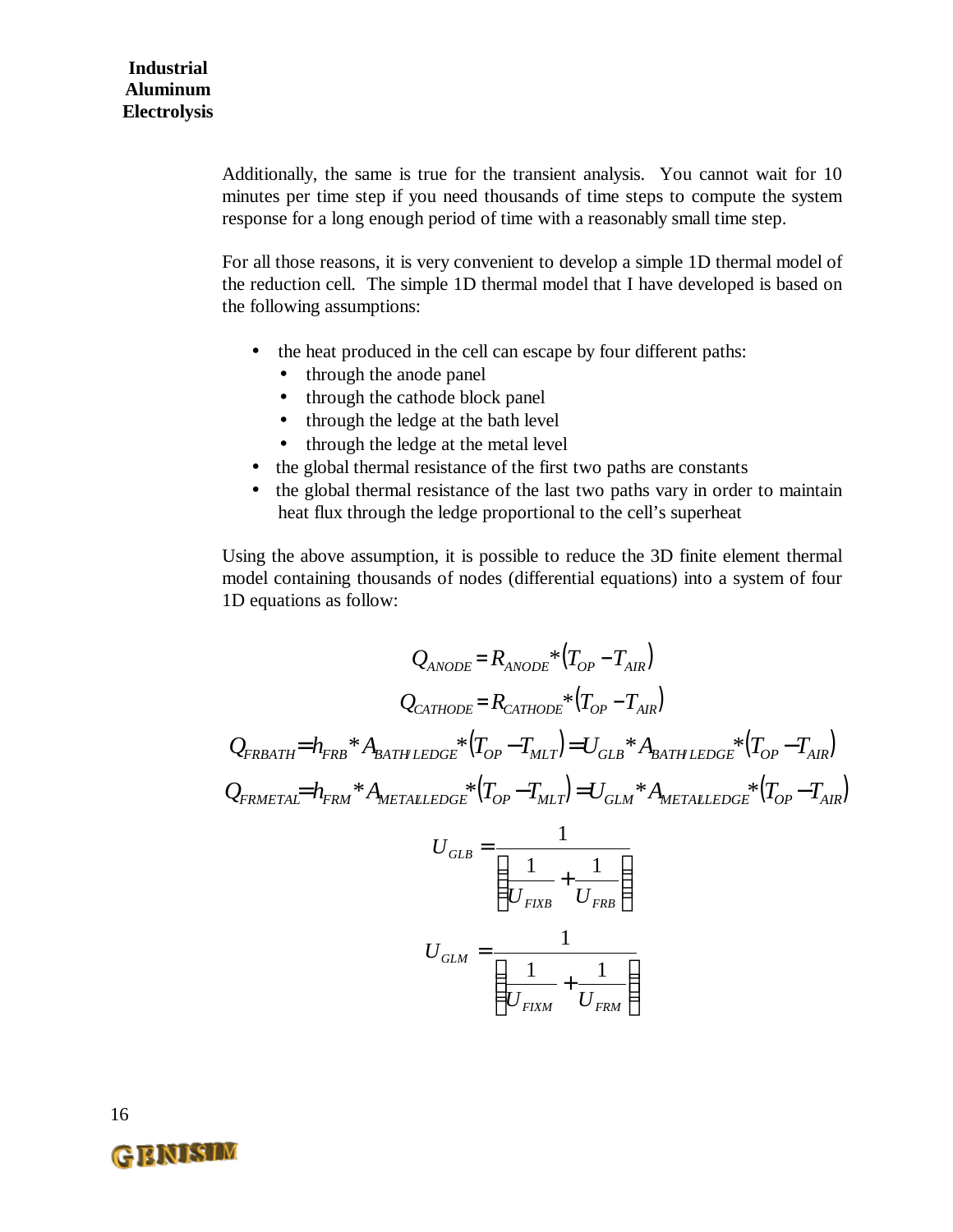Additionally, the same is true for the transient analysis. You cannot wait for 10 minutes per time step if you need thousands of time steps to compute the system response for a long enough period of time with a reasonably small time step.

For all those reasons, it is very convenient to develop a simple 1D thermal model of the reduction cell. The simple 1D thermal model that I have developed is based on the following assumptions:

- the heat produced in the cell can escape by four different paths:
  - through the anode panel
  - through the cathode block panel
  - through the ledge at the bath level
  - through the ledge at the metal level
- the global thermal resistance of the first two paths are constants
- the global thermal resistance of the last two paths vary in order to maintain heat flux through the ledge proportional to the cell's superheat

Using the above assumption, it is possible to reduce the 3D finite element thermal model containing thousands of nodes (differential equations) into a system of four 1D equations as follow:

$$Q_{ANODE} = R_{ANODE} * (T_{OP} - T_{AIR})$$

$$Q_{CATHODE} = R_{CATHODE} * (T_{OP} - T_{AIR})$$

$$Q_{FRBATH} = h_{FRB} * A_{BATH\,LEDGE} * (T_{OP} - T_{MLT}) = U_{GLB} * A_{BATH\,LEDGE} * (T_{OP} - T_{AIR})$$

$$Q_{FRMETAL} = h_{FRM} * A_{METAL\,LEDGE} * (T_{OP} - T_{MLT}) = U_{GLM} * A_{METAL\,LEDGE} * (T_{OP} - T_{AIR})$$

$$U_{GLB} = \frac{1}{\left(\frac{1}{U_{FIXB}} + \frac{1}{U_{FRB}}\right)}$$

$$U_{GLM} = \frac{1}{\left(\frac{1}{U_{FIXM}} + \frac{1}{U_{FRM}}\right)}$$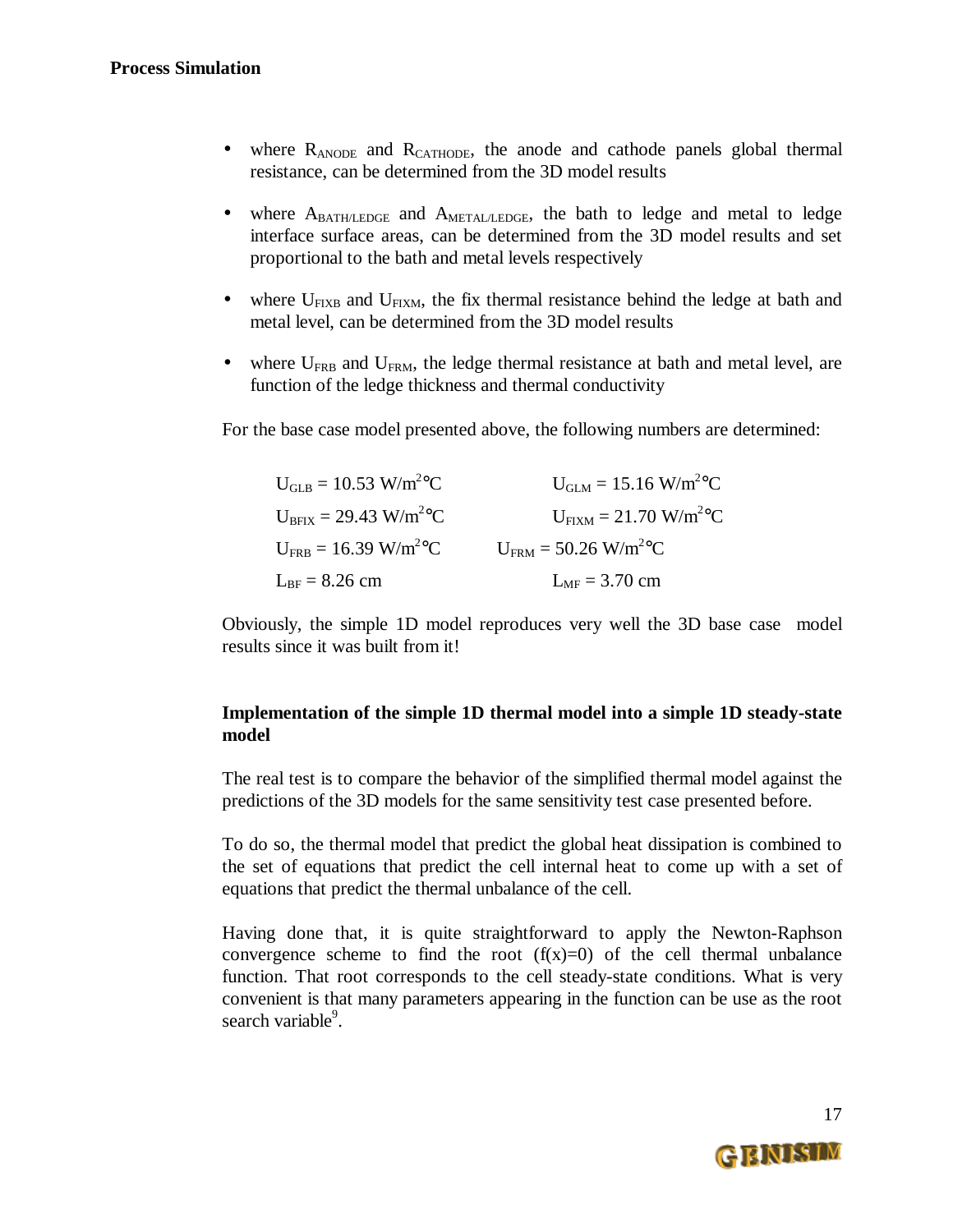- where $R_{ANODE}$ and $R_{CATHODE}$, the anode and cathode panels global thermal resistance, can be determined from the 3D model results

- where $A_{BATH/LEDGE}$ and $A_{METAL/LEDGE}$, the bath to ledge and metal to ledge interface surface areas, can be determined from the 3D model results and set proportional to the bath and metal levels respectively

- where $U_{FIXB}$ and $U_{FIXM}$, the fix thermal resistance behind the ledge at bath and metal level, can be determined from the 3D model results

- where $U_{FRB}$ and $U_{FRM}$, the ledge thermal resistance at bath and metal level, are function of the ledge thickness and thermal conductivity

For the base case model presented above, the following numbers are determined:

$U_{GLB} = 10.53$ W/m$^2$°C　　　　$U_{GLM} = 15.16$ W/m$^2$°C

$U_{BFIX} = 29.43$ W/m$^2$°C　　　　$U_{FIXM} = 21.70$ W/m$^2$°C

$U_{FRB} = 16.39$ W/m$^2$°C　　　　$U_{FRM} = 50.26$ W/m$^2$°C

$L_{BF} = 8.26$ cm　　　　$L_{MF} = 3.70$ cm

Obviously, the simple 1D model reproduces very well the 3D base case model results since it was built from it!

**Implementation of the simple 1D thermal model into a simple 1D steady-state model**

The real test is to compare the behavior of the simplified thermal model against the predictions of the 3D models for the same sensitivity test case presented before.

To do so, the thermal model that predict the global heat dissipation is combined to the set of equations that predict the cell internal heat to come up with a set of equations that predict the thermal unbalance of the cell.

Having done that, it is quite straightforward to apply the Newton-Raphson convergence scheme to find the root ($f(x)=0$) of the cell thermal unbalance function. That root corresponds to the cell steady-state conditions. What is very convenient is that many parameters appearing in the function can be use as the root search variable[9].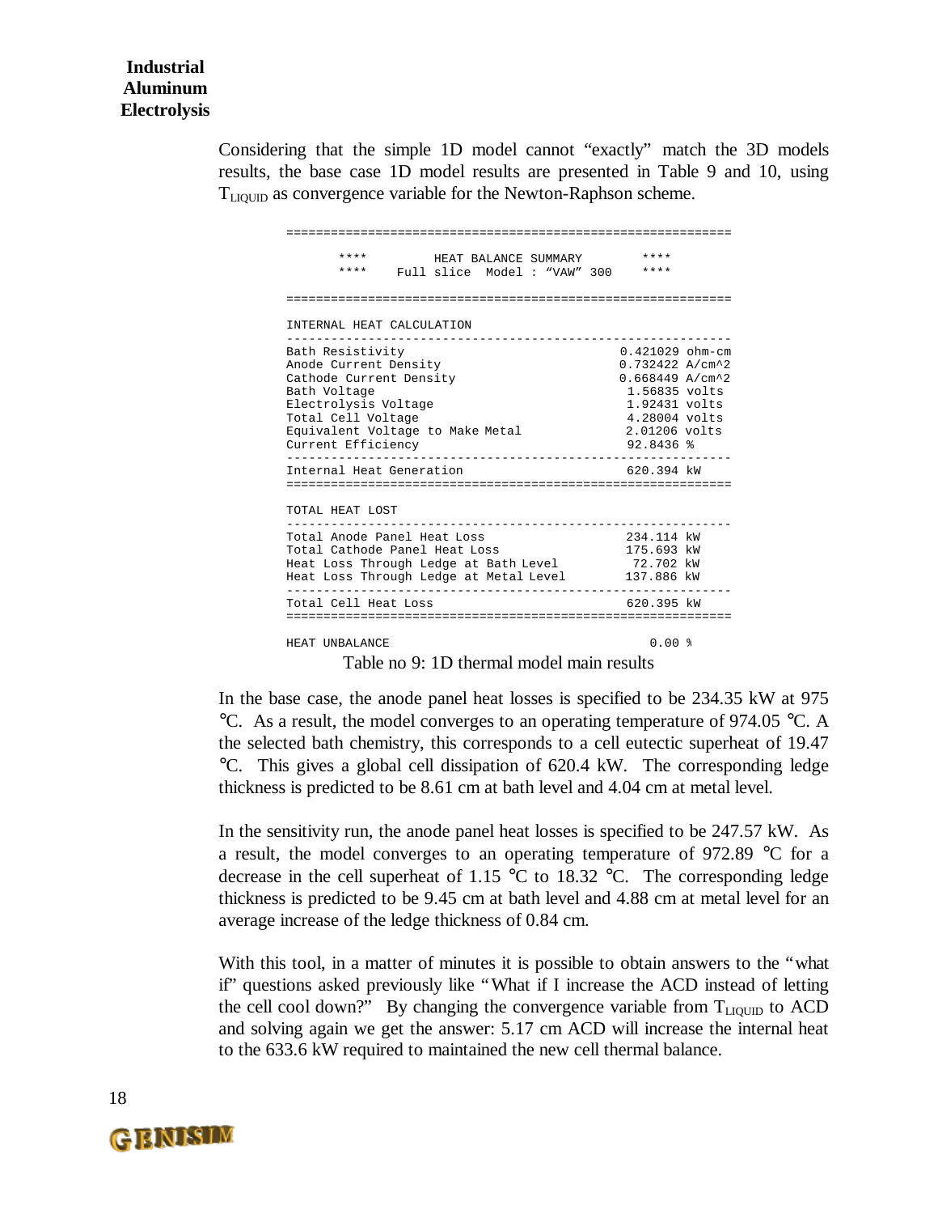Considering that the simple 1D model cannot "exactly" match the 3D models results, the base case 1D model results are presented in Table 9 and 10, using $T_{LIQUID}$ as convergence variable for the Newton-Raphson scheme.

```
==========================================================

     ****        HEAT BALANCE SUMMARY          ****
     ****    Full slice  Model : "VAW" 300     ****

==========================================================

INTERNAL HEAT CALCULATION
----------------------------------------------------------
Bath Resistivity                            0.421029 ohm-cm
Anode Current Density                       0.732422 A/cm^2
Cathode Current Density                     0.668449 A/cm^2
Bath Voltage                                 1.56835 volts
Electrolysis Voltage                         1.92431 volts
Total Cell Voltage                           4.28004 volts
Equivalent Voltage to Make Metal             2.01206 volts
Current Efficiency                           92.8436 %
----------------------------------------------------------
Internal Heat Generation                     620.394 kW
==========================================================

TOTAL HEAT LOST
----------------------------------------------------------
Total Anode Panel Heat Loss                  234.114 kW
Total Cathode Panel Heat Loss                175.693 kW
Heat Loss Through Ledge at Bath Level         72.702 kW
Heat Loss Through Ledge at Metal Level       137.886 kW
----------------------------------------------------------
Total Cell Heat Loss                         620.395 kW
==========================================================

HEAT UNBALANCE                                  0.00 %
```

Table no 9: 1D thermal model main results

In the base case, the anode panel heat losses is specified to be 234.35 kW at 975 °C. As a result, the model converges to an operating temperature of 974.05 °C. A the selected bath chemistry, this corresponds to a cell eutectic superheat of 19.47 °C. This gives a global cell dissipation of 620.4 kW. The corresponding ledge thickness is predicted to be 8.61 cm at bath level and 4.04 cm at metal level.

In the sensitivity run, the anode panel heat losses is specified to be 247.57 kW. As a result, the model converges to an operating temperature of 972.89 °C for a decrease in the cell superheat of 1.15 °C to 18.32 °C. The corresponding ledge thickness is predicted to be 9.45 cm at bath level and 4.88 cm at metal level for an average increase of the ledge thickness of 0.84 cm.

With this tool, in a matter of minutes it is possible to obtain answers to the "what if" questions asked previously like "What if I increase the ACD instead of letting the cell cool down?" By changing the convergence variable from $T_{LIQUID}$ to ACD and solving again we get the answer: 5.17 cm ACD will increase the internal heat to the 633.6 kW required to maintained the new cell thermal balance.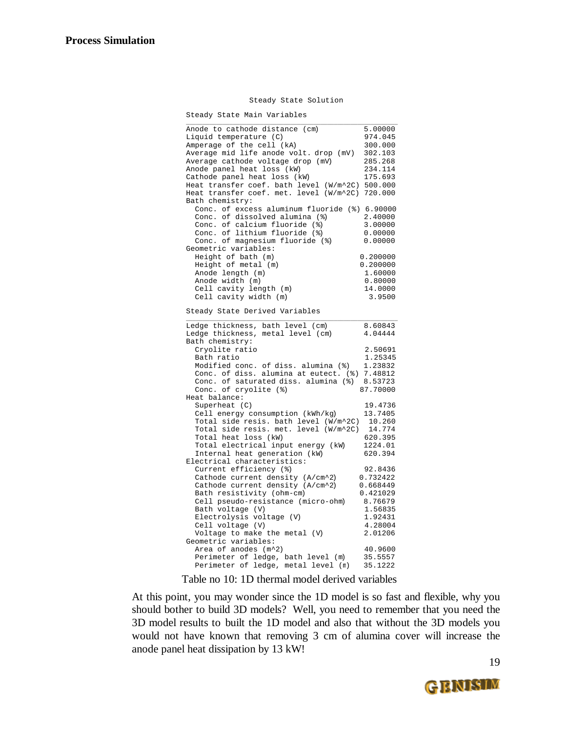**Steady State Solution**

**Steady State Main Variables**

| Variable | Value |
|---|---|
| Anode to cathode distance (cm) | 5.00000 |
| Liquid temperature (C) | 974.045 |
| Amperage of the cell (kA) | 300.000 |
| Average mid life anode volt. drop (mV) | 302.103 |
| Average cathode voltage drop (mV) | 285.268 |
| Anode panel heat loss (kW) | 234.114 |
| Cathode panel heat loss (kW) | 175.693 |
| Heat transfer coef. bath level (W/m^2C) | 500.000 |
| Heat transfer coef. met. level (W/m^2C) | 720.000 |
| Bath chemistry: | |
| Conc. of excess aluminum fluoride (%) | 6.90000 |
| Conc. of dissolved alumina (%) | 2.40000 |
| Conc. of calcium fluoride (%) | 3.00000 |
| Conc. of lithium fluoride (%) | 0.00000 |
| Conc. of magnesium fluoride (%) | 0.00000 |
| Geometric variables: | |
| Height of bath (m) | 0.200000 |
| Height of metal (m) | 0.200000 |
| Anode length (m) | 1.60000 |
| Anode width (m) | 0.80000 |
| Cell cavity length (m) | 14.0000 |
| Cell cavity width (m) | 3.9500 |

**Steady State Derived Variables**

| Variable | Value |
|---|---|
| Ledge thickness, bath level (cm) | 8.60843 |
| Ledge thickness, metal level (cm) | 4.04444 |
| Bath chemistry: | |
| Cryolite ratio | 2.50691 |
| Bath ratio | 1.25345 |
| Modified conc. of diss. alumina (%) | 1.23832 |
| Conc. of diss. alumina at eutect. (%) | 7.48812 |
| Conc. of saturated diss. alumina (%) | 8.53723 |
| Conc. of cryolite (%) | 87.70000 |
| Heat balance: | |
| Superheat (C) | 19.4736 |
| Cell energy consumption (kWh/kg) | 13.7405 |
| Total side resis. bath level (W/m^2C) | 10.260 |
| Total side resis. met. level (W/m^2C) | 14.774 |
| Total heat loss (kW) | 620.395 |
| Total electrical input energy (kW) | 1224.01 |
| Internal heat generation (kW) | 620.394 |
| Electrical characteristics: | |
| Current efficiency (%) | 92.8436 |
| Cathode current density (A/cm^2) | 0.732422 |
| Cathode current density (A/cm^2) | 0.668449 |
| Bath resistivity (ohm-cm) | 0.421029 |
| Cell pseudo-resistance (micro-ohm) | 8.76679 |
| Bath voltage (V) | 1.56835 |
| Electrolysis voltage (V) | 1.92431 |
| Cell voltage (V) | 4.28004 |
| Voltage to make the metal (V) | 2.01206 |
| Geometric variables: | |
| Area of anodes (m^2) | 40.9600 |
| Perimeter of ledge, bath level (m) | 35.5557 |
| Perimeter of ledge, metal level (m) | 35.1222 |

Table no 10: 1D thermal model derived variables

At this point, you may wonder since the 1D model is so fast and flexible, why you should bother to build 3D models? Well, you need to remember that you need the 3D model results to built the 1D model and also that without the 3D models you would not have known that removing 3 cm of alumina cover will increase the anode panel heat dissipation by 13 kW!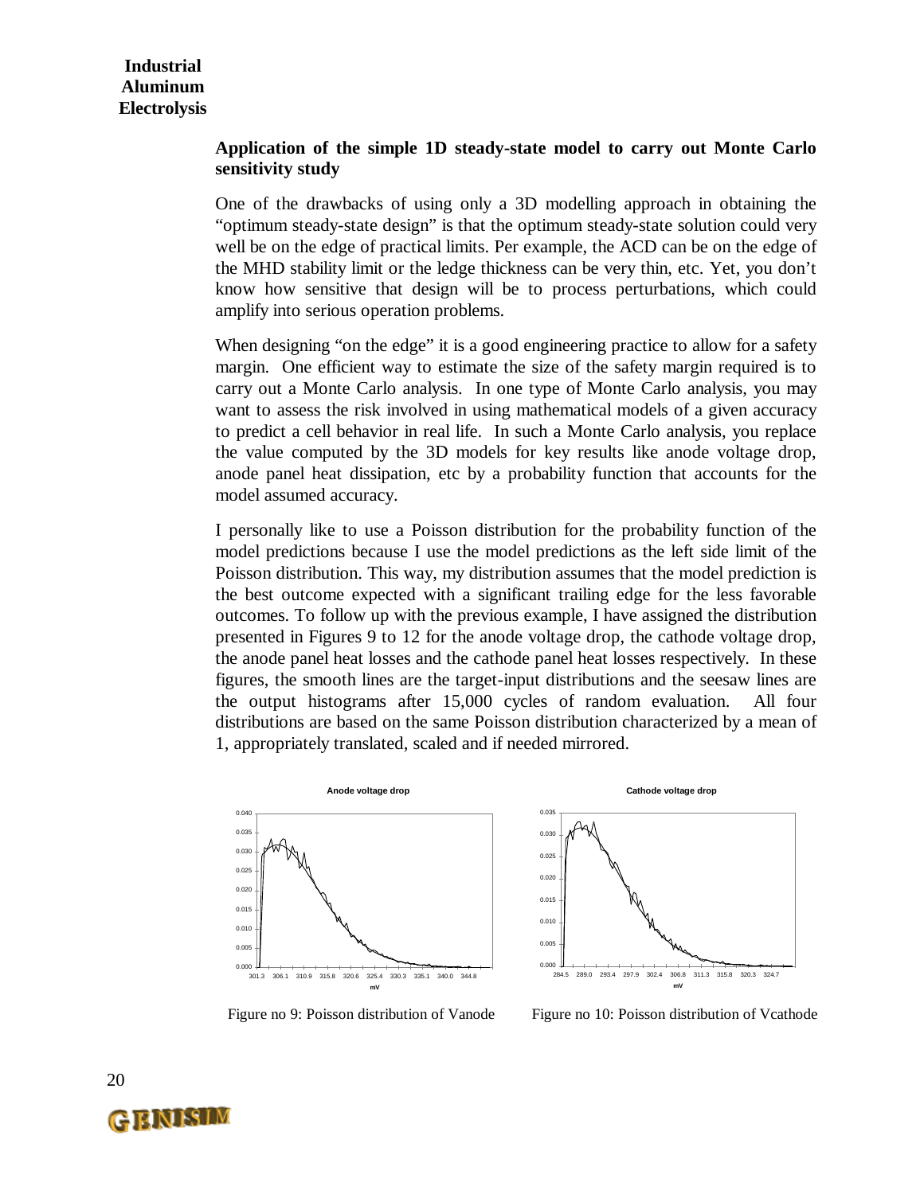## Application of the simple 1D steady-state model to carry out Monte Carlo sensitivity study

One of the drawbacks of using only a 3D modelling approach in obtaining the "optimum steady-state design" is that the optimum steady-state solution could very well be on the edge of practical limits. Per example, the ACD can be on the edge of the MHD stability limit or the ledge thickness can be very thin, etc. Yet, you don't know how sensitive that design will be to process perturbations, which could amplify into serious operation problems.

When designing "on the edge" it is a good engineering practice to allow for a safety margin. One efficient way to estimate the size of the safety margin required is to carry out a Monte Carlo analysis. In one type of Monte Carlo analysis, you may want to assess the risk involved in using mathematical models of a given accuracy to predict a cell behavior in real life. In such a Monte Carlo analysis, you replace the value computed by the 3D models for key results like anode voltage drop, anode panel heat dissipation, etc by a probability function that accounts for the model assumed accuracy.

I personally like to use a Poisson distribution for the probability function of the model predictions because I use the model predictions as the left side limit of the Poisson distribution. This way, my distribution assumes that the model prediction is the best outcome expected with a significant trailing edge for the less favorable outcomes. To follow up with the previous example, I have assigned the distribution presented in Figures 9 to 12 for the anode voltage drop, the cathode voltage drop, the anode panel heat losses and the cathode panel heat losses respectively. In these figures, the smooth lines are the target-input distributions and the seesaw lines are the output histograms after 15,000 cycles of random evaluation. All four distributions are based on the same Poisson distribution characterized by a mean of 1, appropriately translated, scaled and if needed mirrored.

Figure no 9: Poisson distribution of Vanode

Figure no 10: Poisson distribution of Vcathode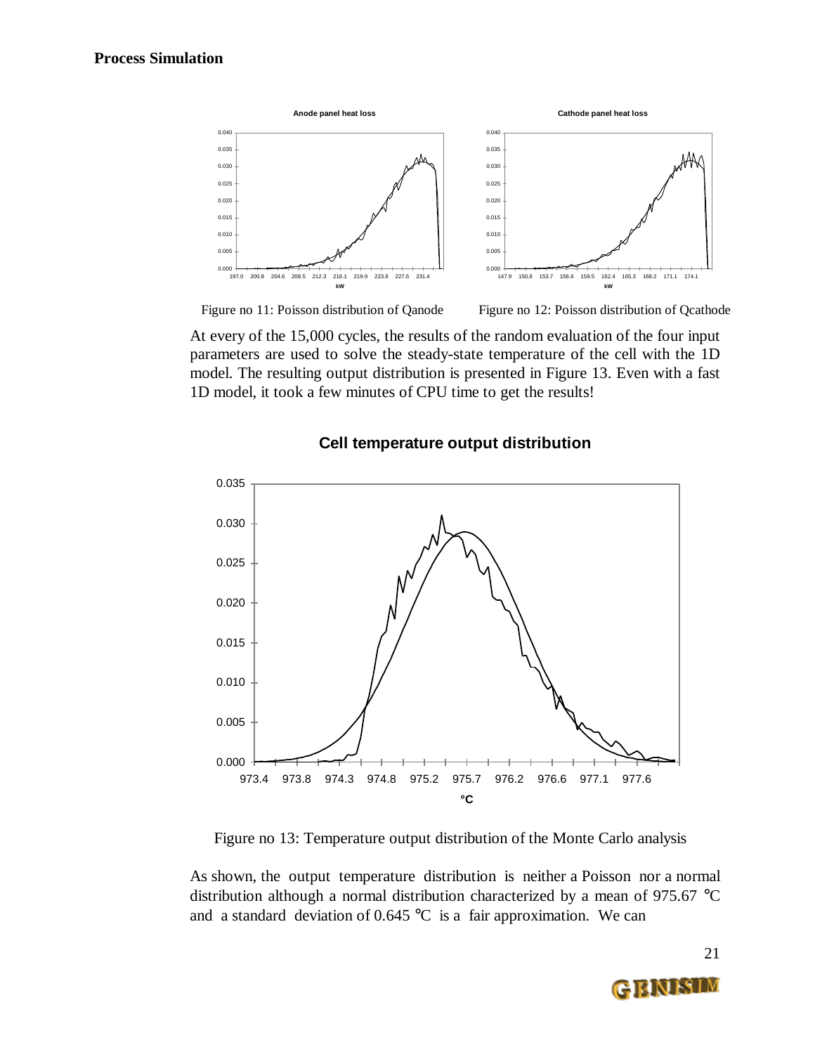Figure no 11: Poisson distribution of Qanode

Figure no 12: Poisson distribution of Qcathode

At every of the 15,000 cycles, the results of the random evaluation of the four input parameters are used to solve the steady-state temperature of the cell with the 1D model. The resulting output distribution is presented in Figure 13. Even with a fast 1D model, it took a few minutes of CPU time to get the results!

Figure no 13: Temperature output distribution of the Monte Carlo analysis

As shown, the output temperature distribution is neither a Poisson nor a normal distribution although a normal distribution characterized by a mean of 975.67 °C and a standard deviation of 0.645 °C is a fair approximation. We can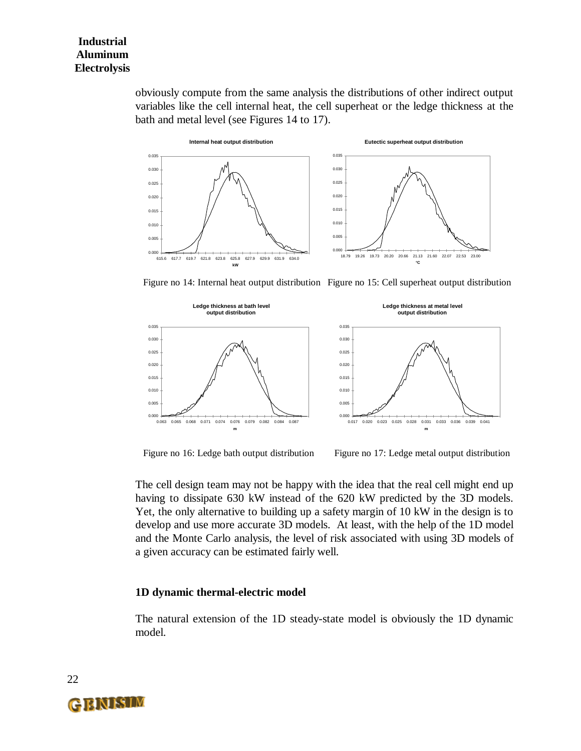obviously compute from the same analysis the distributions of other indirect output variables like the cell internal heat, the cell superheat or the ledge thickness at the bath and metal level (see Figures 14 to 17).

Figure no 14: Internal heat output distribution

Figure no 15: Cell superheat output distribution

Figure no 16: Ledge bath output distribution

Figure no 17: Ledge metal output distribution

The cell design team may not be happy with the idea that the real cell might end up having to dissipate 630 kW instead of the 620 kW predicted by the 3D models. Yet, the only alternative to building up a safety margin of 10 kW in the design is to develop and use more accurate 3D models. At least, with the help of the 1D model and the Monte Carlo analysis, the level of risk associated with using 3D models of a given accuracy can be estimated fairly well.

### 1D dynamic thermal-electric model

The natural extension of the 1D steady-state model is obviously the 1D dynamic model.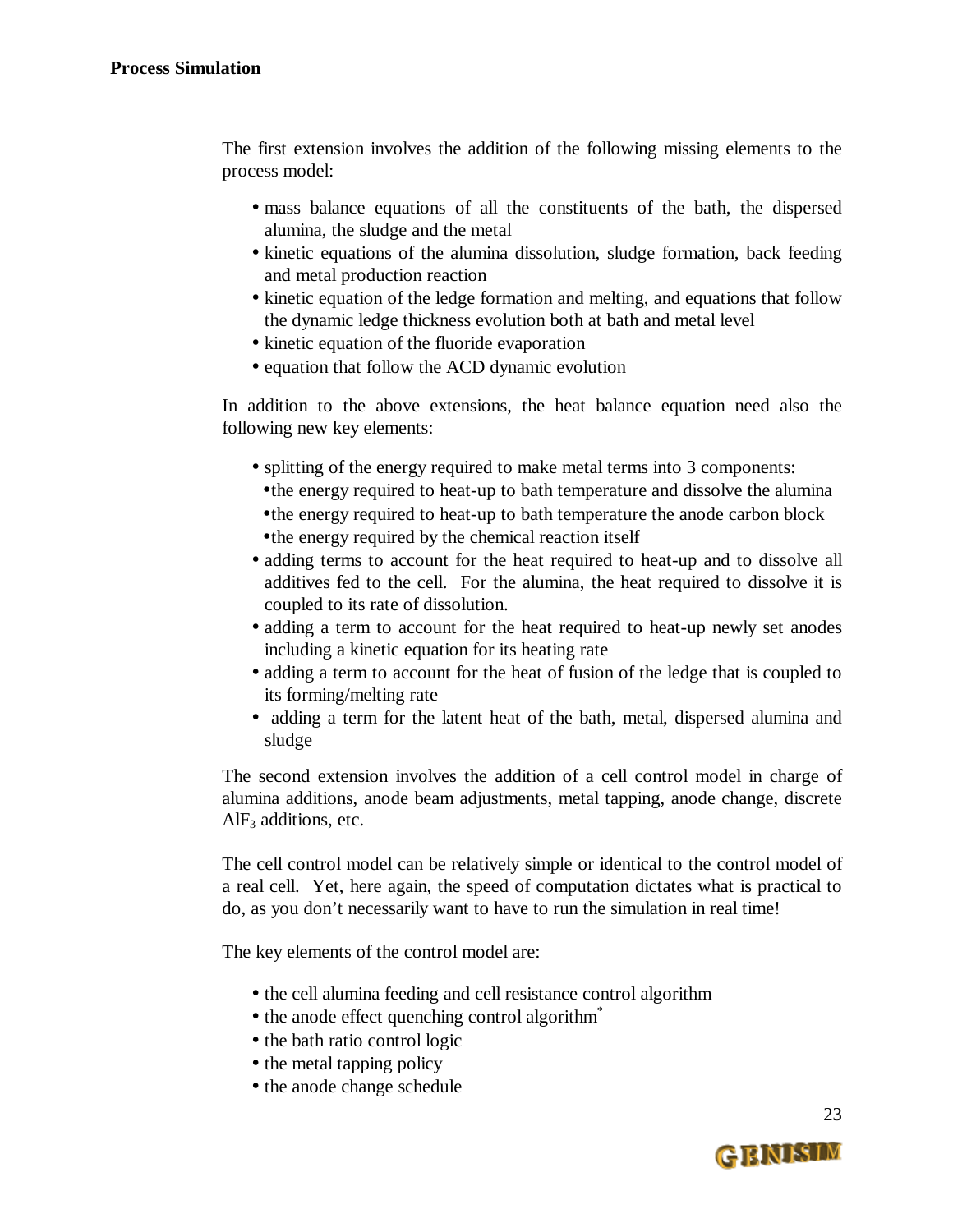The first extension involves the addition of the following missing elements to the process model:

- mass balance equations of all the constituents of the bath, the dispersed alumina, the sludge and the metal
- kinetic equations of the alumina dissolution, sludge formation, back feeding and metal production reaction
- kinetic equation of the ledge formation and melting, and equations that follow the dynamic ledge thickness evolution both at bath and metal level
- kinetic equation of the fluoride evaporation
- equation that follow the ACD dynamic evolution

In addition to the above extensions, the heat balance equation need also the following new key elements:

- splitting of the energy required to make metal terms into 3 components:
  - the energy required to heat-up to bath temperature and dissolve the alumina
  - the energy required to heat-up to bath temperature the anode carbon block
  - the energy required by the chemical reaction itself
- adding terms to account for the heat required to heat-up and to dissolve all additives fed to the cell. For the alumina, the heat required to dissolve it is coupled to its rate of dissolution.
- adding a term to account for the heat required to heat-up newly set anodes including a kinetic equation for its heating rate
- adding a term to account for the heat of fusion of the ledge that is coupled to its forming/melting rate
- adding a term for the latent heat of the bath, metal, dispersed alumina and sludge

The second extension involves the addition of a cell control model in charge of alumina additions, anode beam adjustments, metal tapping, anode change, discrete $AlF_3$ additions, etc.

The cell control model can be relatively simple or identical to the control model of a real cell. Yet, here again, the speed of computation dictates what is practical to do, as you don't necessarily want to have to run the simulation in real time!

The key elements of the control model are:

- the cell alumina feeding and cell resistance control algorithm
- the anode effect quenching control algorithm*
- the bath ratio control logic
- the metal tapping policy
- the anode change schedule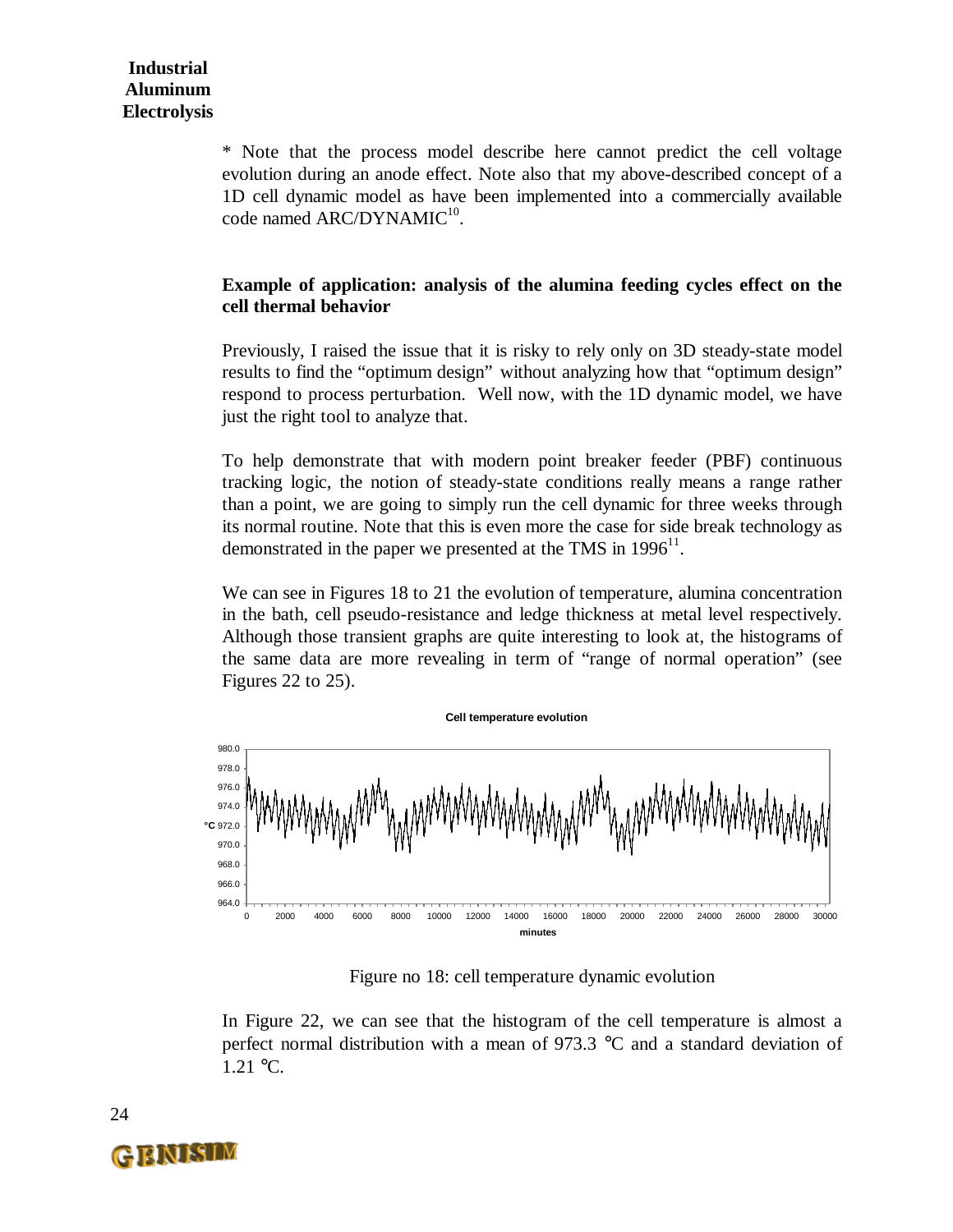* Note that the process model describe here cannot predict the cell voltage evolution during an anode effect. Note also that my above-described concept of a 1D cell dynamic model as have been implemented into a commercially available code named ARC/DYNAMIC[10].

**Example of application: analysis of the alumina feeding cycles effect on the cell thermal behavior**

Previously, I raised the issue that it is risky to rely only on 3D steady-state model results to find the "optimum design" without analyzing how that "optimum design" respond to process perturbation. Well now, with the 1D dynamic model, we have just the right tool to analyze that.

To help demonstrate that with modern point breaker feeder (PBF) continuous tracking logic, the notion of steady-state conditions really means a range rather than a point, we are going to simply run the cell dynamic for three weeks through its normal routine. Note that this is even more the case for side break technology as demonstrated in the paper we presented at the TMS in 1996[11].

We can see in Figures 18 to 21 the evolution of temperature, alumina concentration in the bath, cell pseudo-resistance and ledge thickness at metal level respectively. Although those transient graphs are quite interesting to look at, the histograms of the same data are more revealing in term of "range of normal operation" (see Figures 22 to 25).

Figure no 18: cell temperature dynamic evolution

In Figure 22, we can see that the histogram of the cell temperature is almost a perfect normal distribution with a mean of 973.3 °C and a standard deviation of 1.21 °C.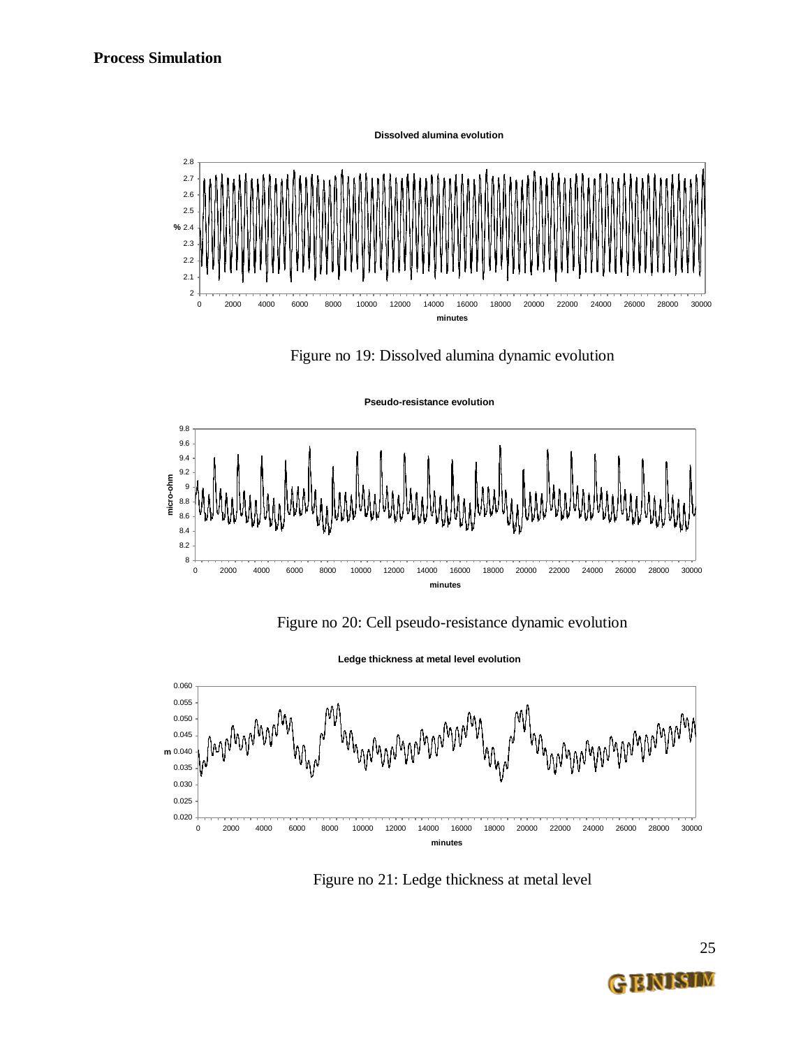**Process Simulation**

Figure no 19: Dissolved alumina dynamic evolution

Figure no 20: Cell pseudo-resistance dynamic evolution

Figure no 21: Ledge thickness at metal level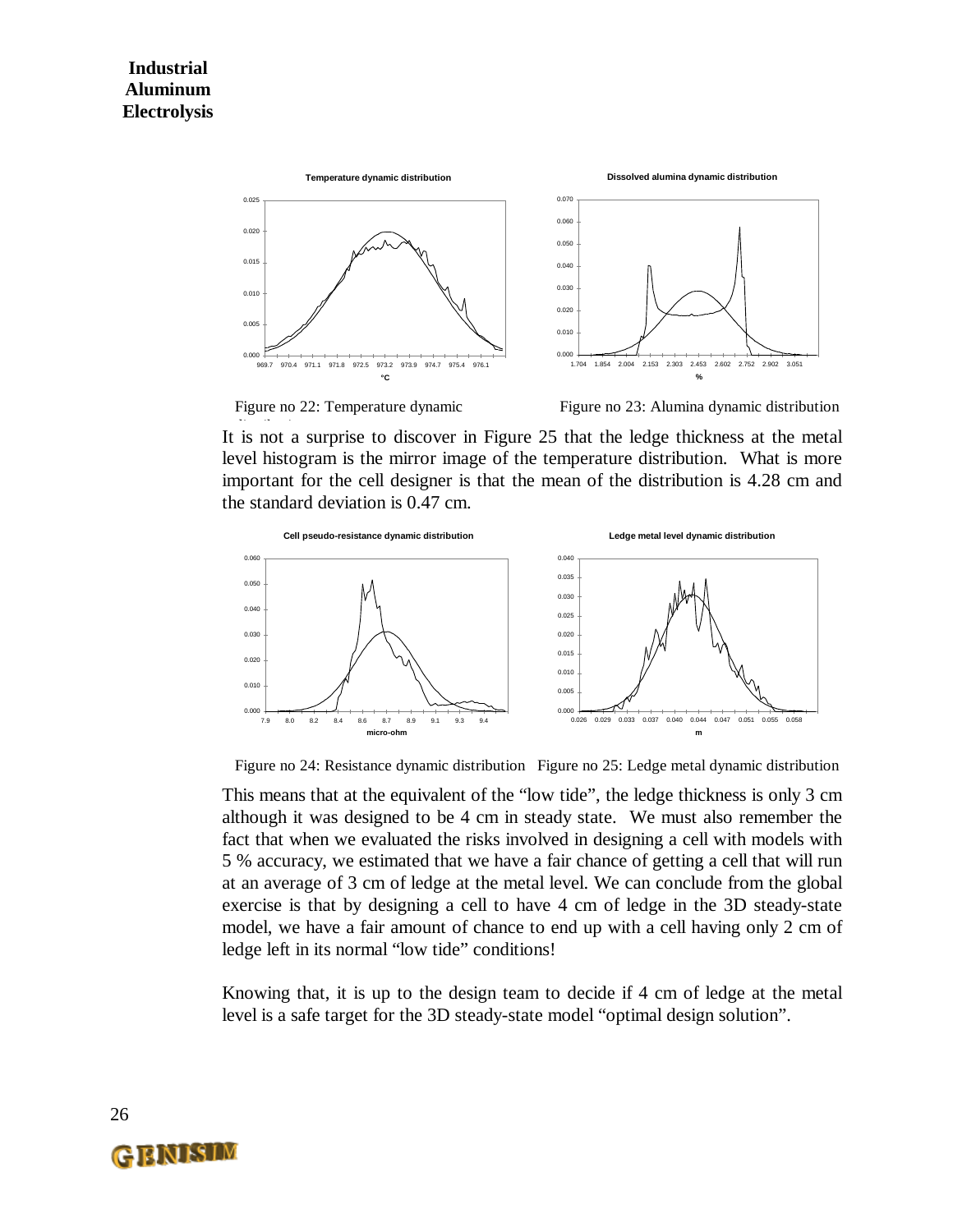Figure no 22: Temperature dynamic distribution

Figure no 23: Alumina dynamic distribution

It is not a surprise to discover in Figure 25 that the ledge thickness at the metal level histogram is the mirror image of the temperature distribution. What is more important for the cell designer is that the mean of the distribution is 4.28 cm and the standard deviation is 0.47 cm.

Figure no 24: Resistance dynamic distribution

Figure no 25: Ledge metal dynamic distribution

This means that at the equivalent of the "low tide", the ledge thickness is only 3 cm although it was designed to be 4 cm in steady state. We must also remember the fact that when we evaluated the risks involved in designing a cell with models with 5 % accuracy, we estimated that we have a fair chance of getting a cell that will run at an average of 3 cm of ledge at the metal level. We can conclude from the global exercise is that by designing a cell to have 4 cm of ledge in the 3D steady-state model, we have a fair amount of chance to end up with a cell having only 2 cm of ledge left in its normal "low tide" conditions!

Knowing that, it is up to the design team to decide if 4 cm of ledge at the metal level is a safe target for the 3D steady-state model "optimal design solution".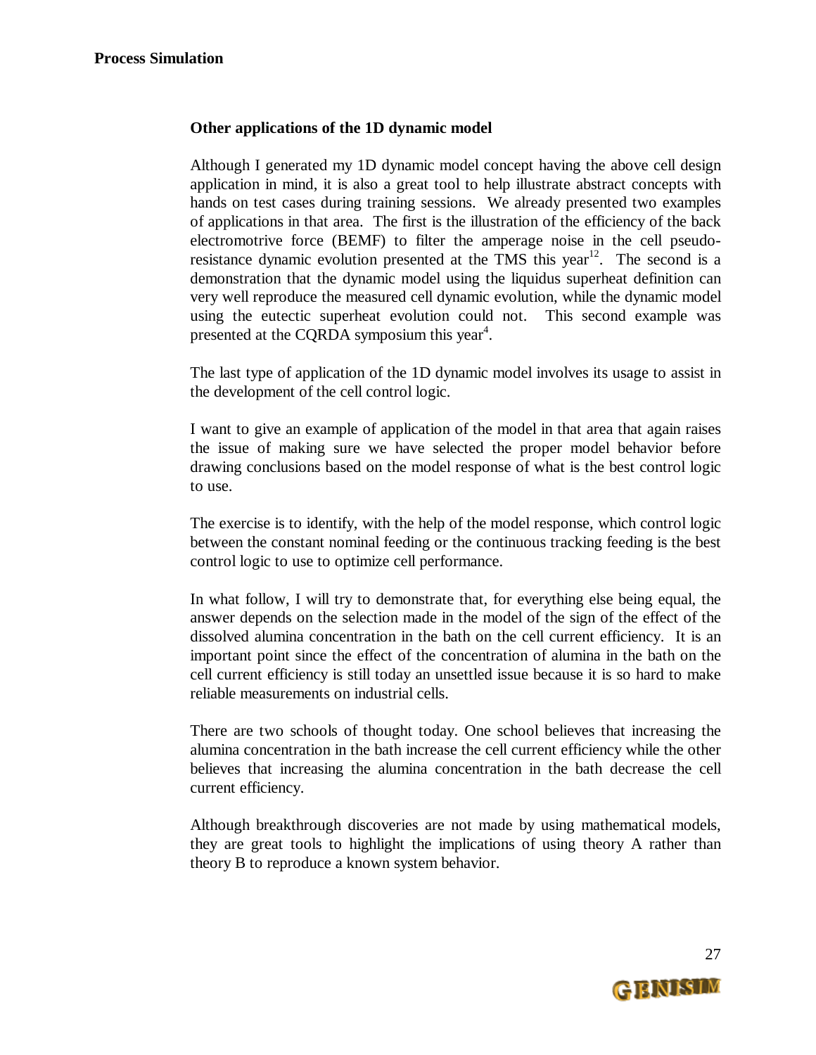### Other applications of the 1D dynamic model

Although I generated my 1D dynamic model concept having the above cell design application in mind, it is also a great tool to help illustrate abstract concepts with hands on test cases during training sessions. We already presented two examples of applications in that area. The first is the illustration of the efficiency of the back electromotrive force (BEMF) to filter the amperage noise in the cell pseudo-resistance dynamic evolution presented at the TMS this year[12]. The second is a demonstration that the dynamic model using the liquidus superheat definition can very well reproduce the measured cell dynamic evolution, while the dynamic model using the eutectic superheat evolution could not. This second example was presented at the CQRDA symposium this year[4].

The last type of application of the 1D dynamic model involves its usage to assist in the development of the cell control logic.

I want to give an example of application of the model in that area that again raises the issue of making sure we have selected the proper model behavior before drawing conclusions based on the model response of what is the best control logic to use.

The exercise is to identify, with the help of the model response, which control logic between the constant nominal feeding or the continuous tracking feeding is the best control logic to use to optimize cell performance.

In what follow, I will try to demonstrate that, for everything else being equal, the answer depends on the selection made in the model of the sign of the effect of the dissolved alumina concentration in the bath on the cell current efficiency. It is an important point since the effect of the concentration of alumina in the bath on the cell current efficiency is still today an unsettled issue because it is so hard to make reliable measurements on industrial cells.

There are two schools of thought today. One school believes that increasing the alumina concentration in the bath increase the cell current efficiency while the other believes that increasing the alumina concentration in the bath decrease the cell current efficiency.

Although breakthrough discoveries are not made by using mathematical models, they are great tools to highlight the implications of using theory A rather than theory B to reproduce a known system behavior.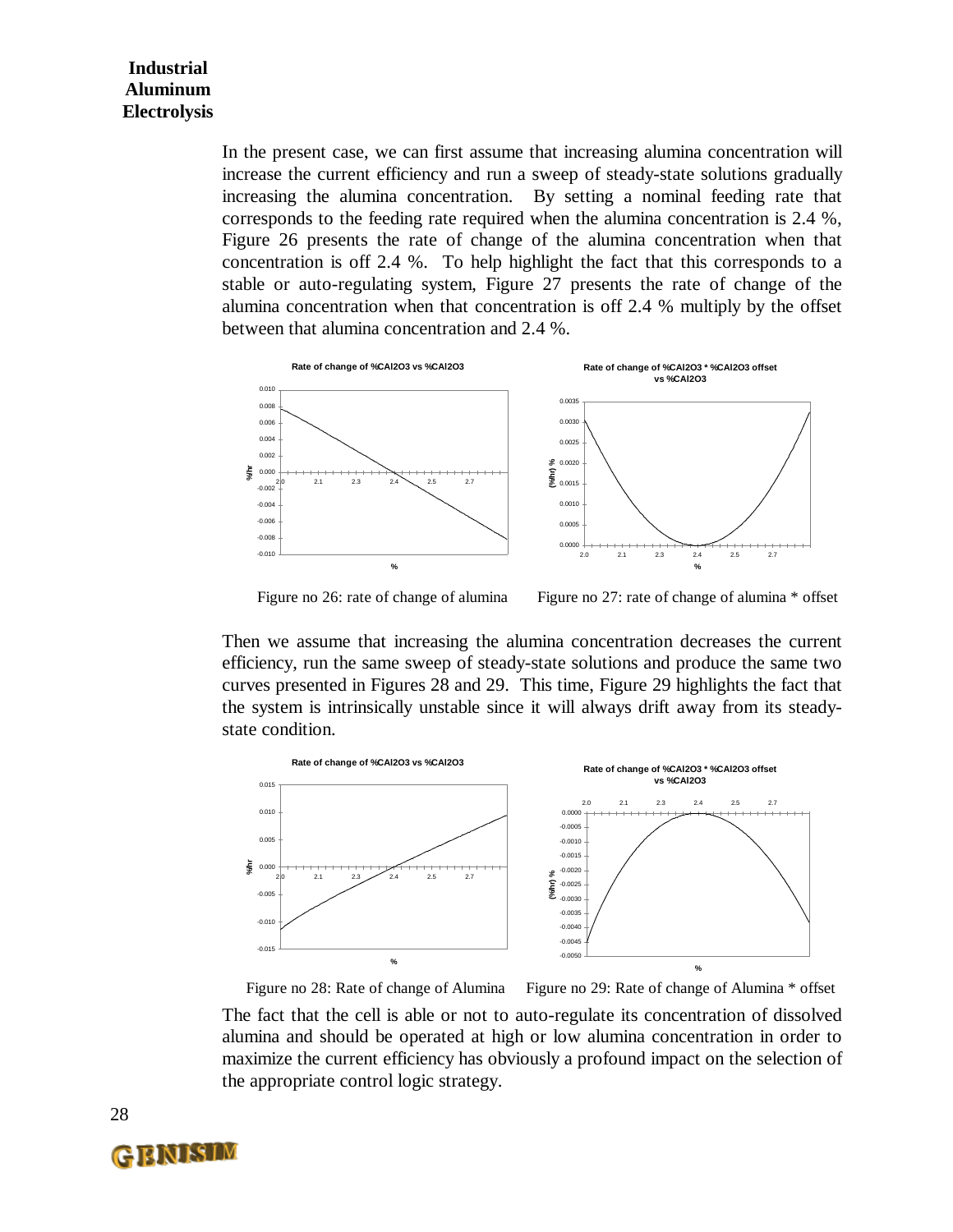In the present case, we can first assume that increasing alumina concentration will increase the current efficiency and run a sweep of steady-state solutions gradually increasing the alumina concentration. By setting a nominal feeding rate that corresponds to the feeding rate required when the alumina concentration is 2.4 %, Figure 26 presents the rate of change of the alumina concentration when that concentration is off 2.4 %. To help highlight the fact that this corresponds to a stable or auto-regulating system, Figure 27 presents the rate of change of the alumina concentration when that concentration is off 2.4 % multiply by the offset between that alumina concentration and 2.4 %.

Figure no 26: rate of change of alumina

Figure no 27: rate of change of alumina * offset

Then we assume that increasing the alumina concentration decreases the current efficiency, run the same sweep of steady-state solutions and produce the same two curves presented in Figures 28 and 29. This time, Figure 29 highlights the fact that the system is intrinsically unstable since it will always drift away from its steady-state condition.

Figure no 28: Rate of change of Alumina

Figure no 29: Rate of change of Alumina * offset

The fact that the cell is able or not to auto-regulate its concentration of dissolved alumina and should be operated at high or low alumina concentration in order to maximize the current efficiency has obviously a profound impact on the selection of the appropriate control logic strategy.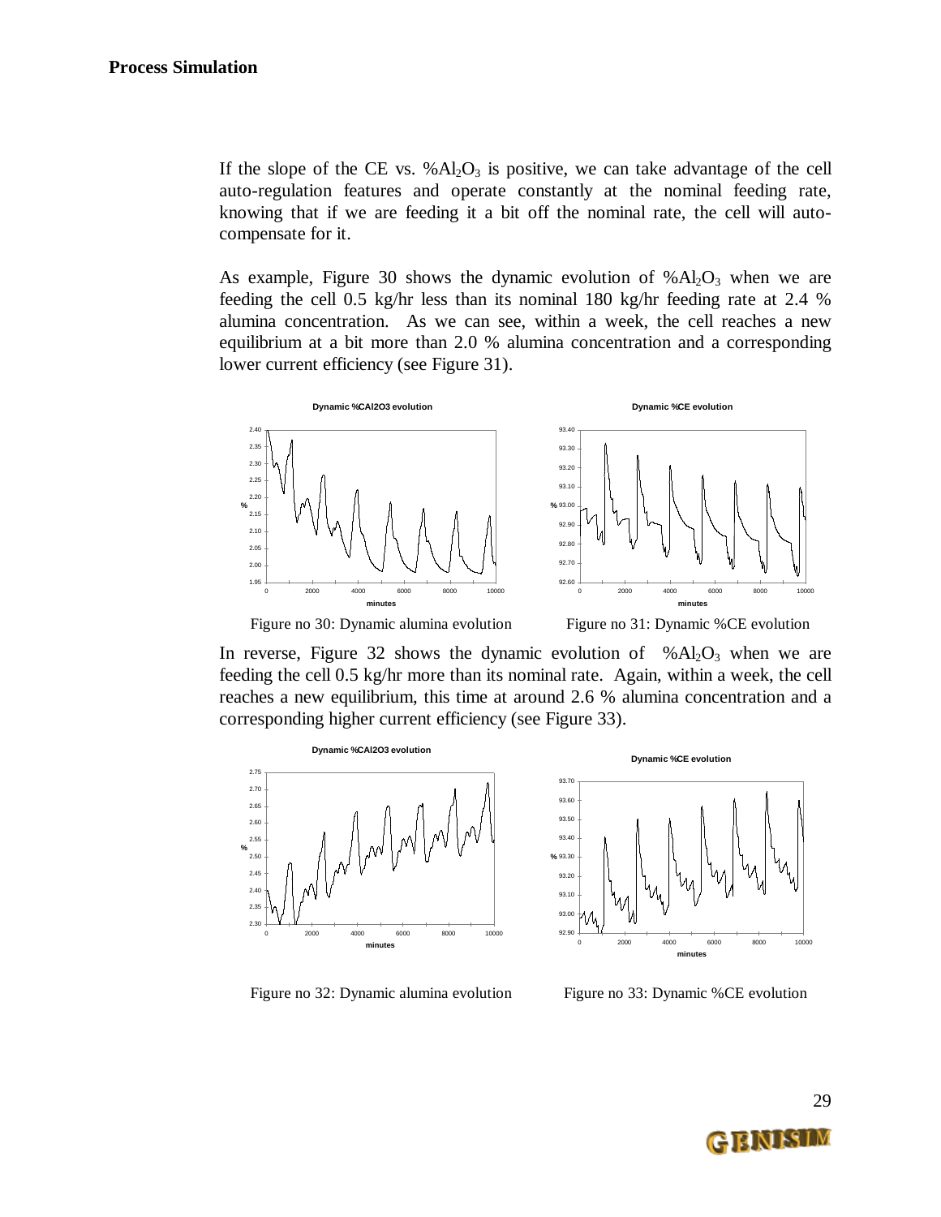If the slope of the CE vs. $\%Al_2O_3$ is positive, we can take advantage of the cell auto-regulation features and operate constantly at the nominal feeding rate, knowing that if we are feeding it a bit off the nominal rate, the cell will auto-compensate for it.

As example, Figure 30 shows the dynamic evolution of $\%Al_2O_3$ when we are feeding the cell 0.5 kg/hr less than nominal 180 kg/hr feeding rate at 2.4 % alumina concentration. As we can see, within a week, the cell reaches a new equilibrium at a bit more than 2.0 % alumina concentration and a corresponding lower current efficiency (see Figure 31).

Figure no 30: Dynamic alumina evolution

Figure no 31: Dynamic %CE evolution

In reverse, Figure 32 shows the dynamic evolution of $\%Al_2O_3$ when we are feeding the cell 0.5 kg/hr more than its nominal rate. Again, within a week, the cell reaches a new equilibrium, this time at around 2.6 % alumina concentration and a corresponding higher current efficiency (see Figure 33).

Figure no 32: Dynamic alumina evolution

Figure no 33: Dynamic %CE evolution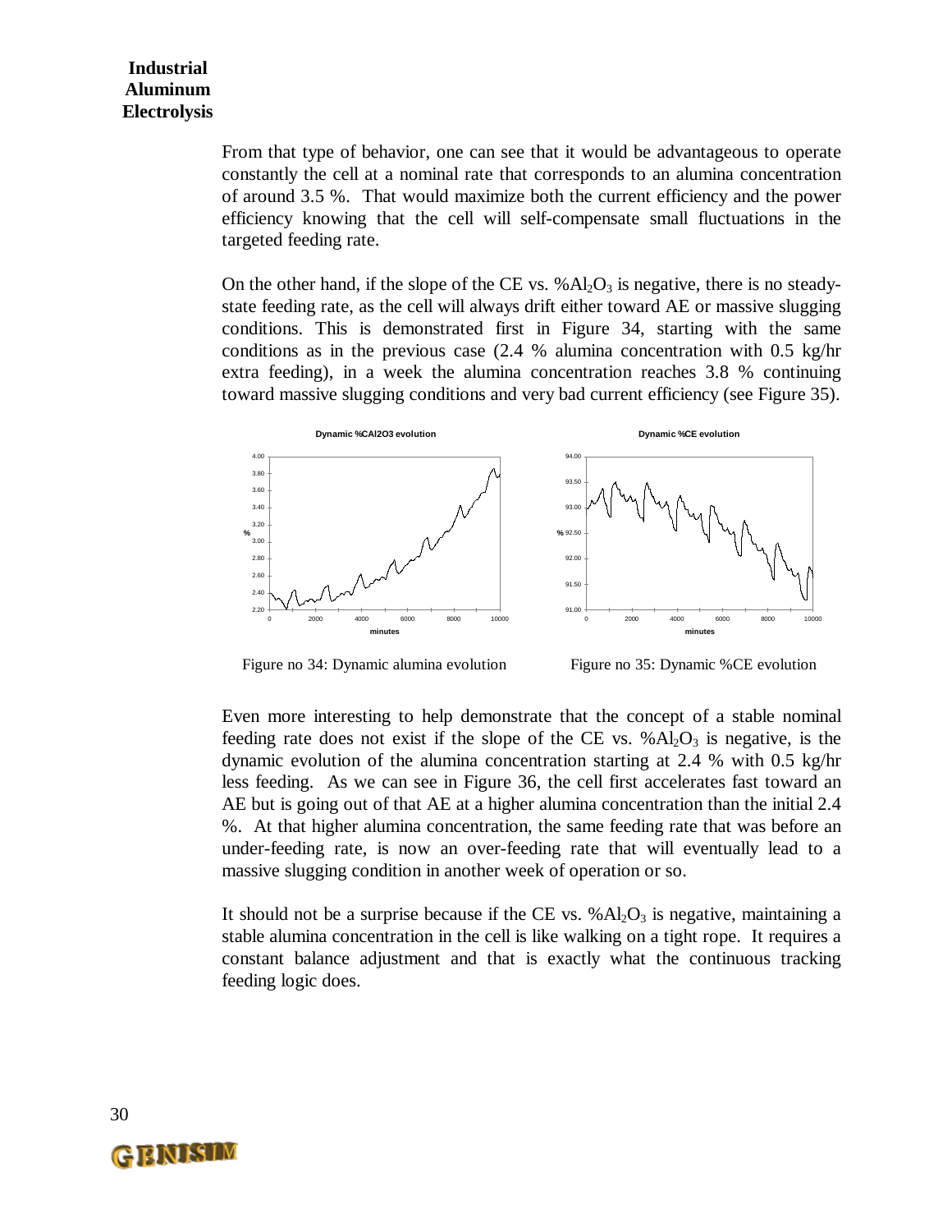From that type of behavior, one can see that it would be advantageous to operate constantly the cell at a nominal rate that corresponds to an alumina concentration of around 3.5 %. That would maximize both the current efficiency and the power efficiency knowing that the cell will self-compensate small fluctuations in the targeted feeding rate.

On the other hand, if the slope of the CE vs. $\%Al_2O_3$ is negative, there is no steady-state feeding rate, as the cell will always drift either toward AE or massive slugging conditions. This is demonstrated first in Figure 34, starting with the same conditions as in the previous case (2.4 % alumina concentration with 0.5 kg/hr extra feeding), in a week the alumina concentration reaches 3.8 % continuing toward massive slugging conditions and very bad current efficiency (see Figure 35).

Figure no 34: Dynamic alumina evolution

Figure no 35: Dynamic %CE evolution

Even more interesting to help demonstrate that the concept of a stable nominal feeding rate does not exist if the slope of the CE vs. $\%Al_2O_3$ is negative, is the dynamic evolution of the alumina concentration starting at 2.4 % with 0.5 kg/hr less feeding. As we can see in Figure 36, the cell first accelerates fast toward an AE but is going out of that AE at a higher alumina concentration than the initial 2.4 %. At that higher alumina concentration, the same feeding rate that was before an under-feeding rate, is now an over-feeding rate that will eventually lead to a massive slugging condition in another week of operation or so.

It should not be a surprise because if the CE vs. $\%Al_2O_3$ is negative, maintaining a stable alumina concentration in the cell is like walking on a tight rope. It requires a constant balance adjustment and that is exactly what the continuous tracking feeding logic does.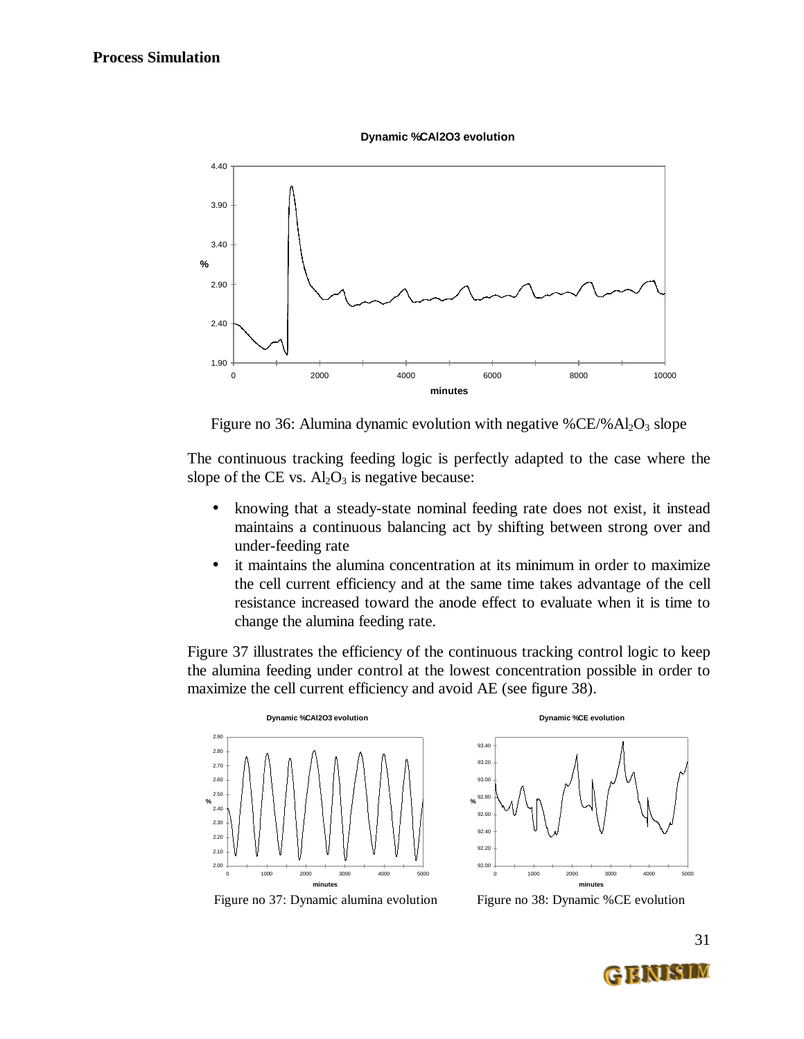Figure no 36: Alumina dynamic evolution with negative $\%CE/\%Al_2O_3$ slope

The continuous tracking feeding logic is perfectly adapted to the case where the slope of the CE vs. $Al_2O_3$ is negative because:

- knowing that a steady-state nominal feeding rate does not exist, it instead maintains a continuous balancing act by shifting between strong over and under-feeding rate
- it maintains the alumina concentration at its minimum in order to maximize the cell current efficiency and at the same time takes advantage of the cell resistance increased toward the anode effect to evaluate when it is time to change the alumina feeding rate.

Figure 37 illustrates the efficiency of the continuous tracking control logic to keep the alumina feeding under control at the lowest concentration possible in order to maximize the cell current efficiency and avoid AE (see figure 38).

Figure no 37: Dynamic alumina evolution

Figure no 38: Dynamic %CE evolution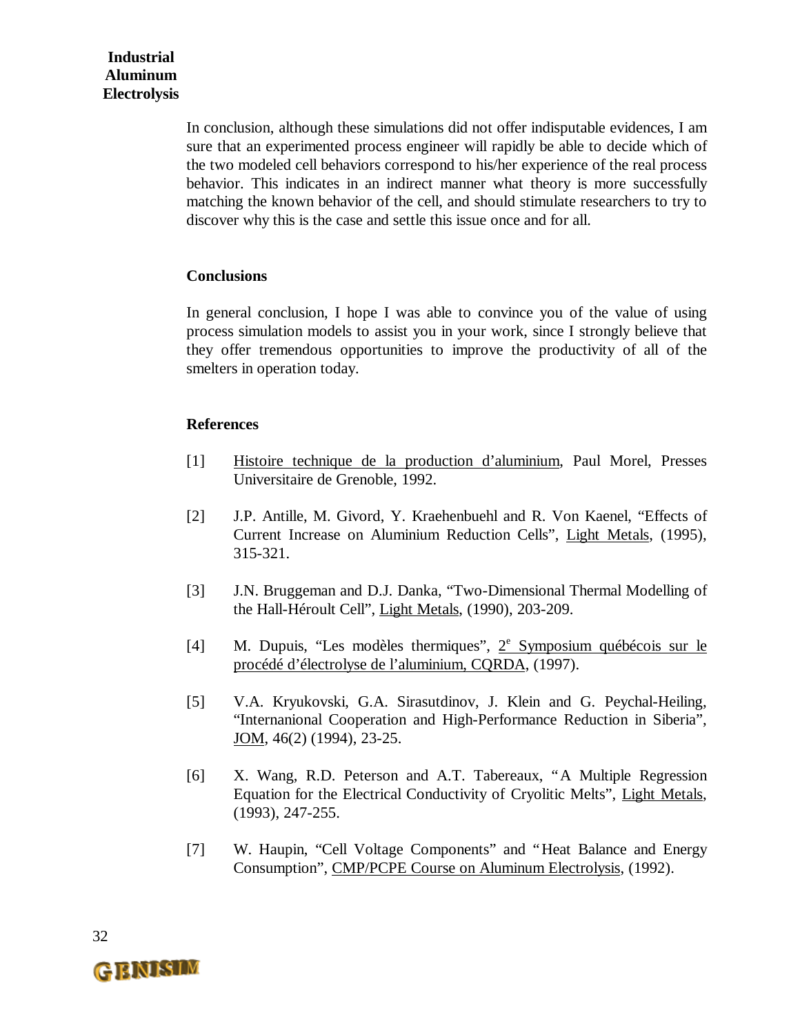In conclusion, although these simulations did not offer indisputable evidences, I am sure that an experimented process engineer will rapidly be able to decide which of the two modeled cell behaviors correspond to his/her experience of the real process behavior. This indicates in an indirect manner what theory is more successfully matching the known behavior of the cell, and should stimulate researchers to try to discover why this is the case and settle this issue once and for all.

## Conclusions

In general conclusion, I hope I was able to convince you of the value of using process simulation models to assist you in your work, since I strongly believe that they offer tremendous opportunities to improve the productivity of all of the smelters in operation today.

## References

[1] Histoire technique de la production d'aluminium, Paul Morel, Presses Universitaire de Grenoble, 1992.

[2] J.P. Antille, M. Givord, Y. Kraehenbuehl and R. Von Kaenel, "Effects of Current Increase on Aluminium Reduction Cells", Light Metals, (1995), 315-321.

[3] J.N. Bruggeman and D.J. Danka, "Two-Dimensional Thermal Modelling of the Hall-Héroult Cell", Light Metals, (1990), 203-209.

[4] M. Dupuis, "Les modèles thermiques", 2e Symposium québécois sur le procédé d'électrolyse de l'aluminium, CQRDA, (1997).

[5] V.A. Kryukovski, G.A. Sirasutdinov, J. Klein and G. Peychal-Heiling, "Internanional Cooperation and High-Performance Reduction in Siberia", JOM, 46(2) (1994), 23-25.

[6] X. Wang, R.D. Peterson and A.T. Tabereaux, "A Multiple Regression Equation for the Electrical Conductivity of Cryolitic Melts", Light Metals, (1993), 247-255.

[7] W. Haupin, "Cell Voltage Components" and "Heat Balance and Energy Consumption", CMP/PCPE Course on Aluminum Electrolysis, (1992).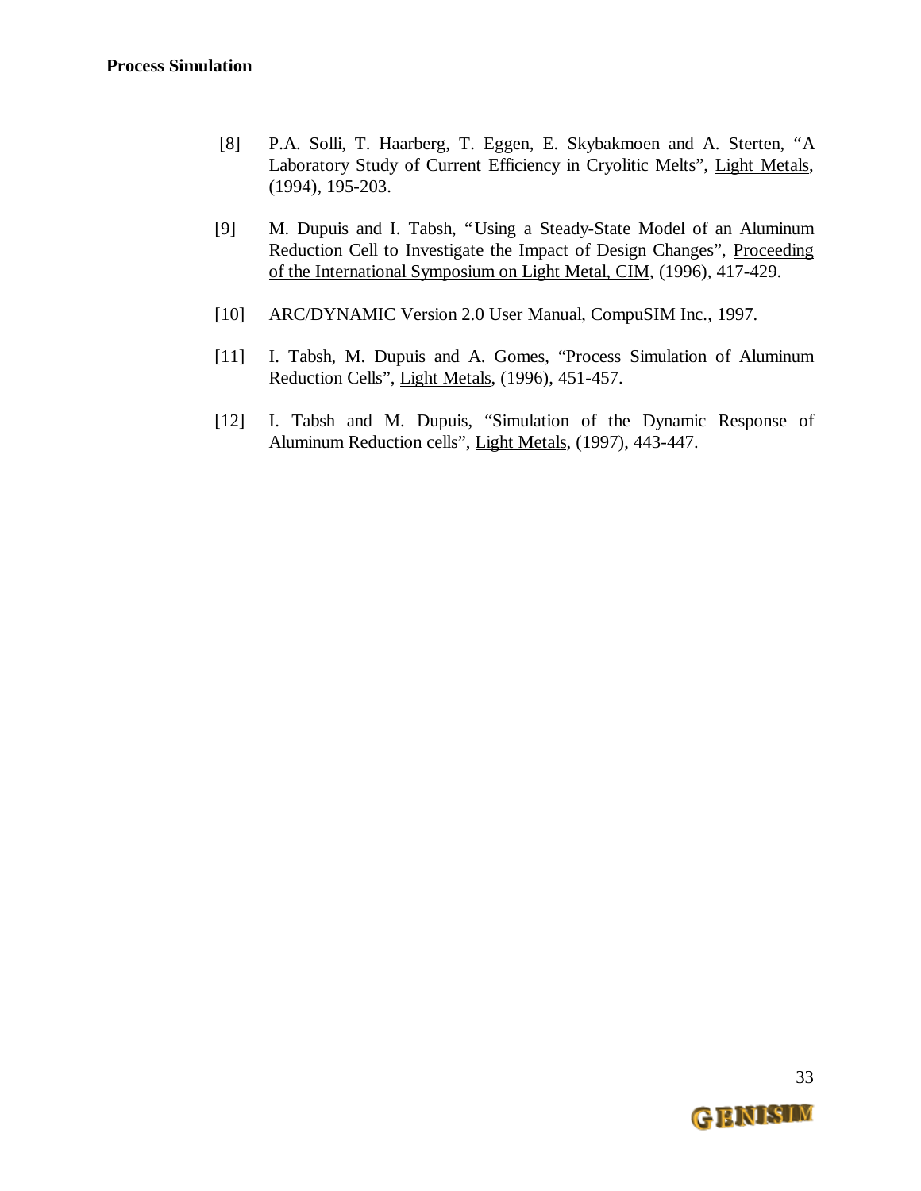[8] P.A. Solli, T. Haarberg, T. Eggen, E. Skybakmoen and A. Sterten, "A Laboratory Study of Current Efficiency in Cryolitic Melts", Light Metals, (1994), 195-203.

[9] M. Dupuis and I. Tabsh, "Using a Steady-State Model of an Aluminum Reduction Cell to Investigate the Impact of Design Changes", Proceeding of the International Symposium on Light Metal, CIM, (1996), 417-429.

[10] ARC/DYNAMIC Version 2.0 User Manual, CompuSIM Inc., 1997.

[11] I. Tabsh, M. Dupuis and A. Gomes, "Process Simulation of Aluminum Reduction Cells", Light Metals, (1996), 451-457.

[12] I. Tabsh and M. Dupuis, "Simulation of the Dynamic Response of Aluminum Reduction cells", Light Metals, (1997), 443-447.